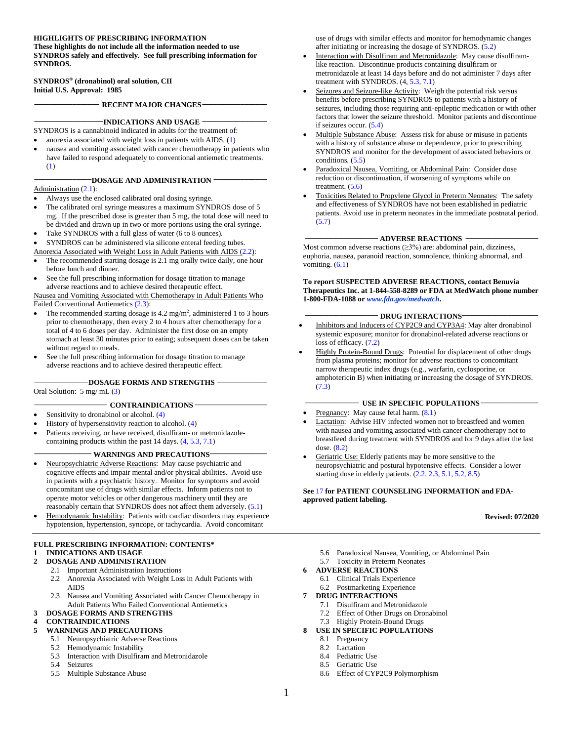**HIGHLIGHTS OF PRESCRIBING INFORMATION**
**These highlights do not include all the information needed to use SYNDROS safely and effectively. See full prescribing information for SYNDROS.**

**SYNDROS® (dronabinol) oral solution, CII**
**Initial U.S. Approval: 1985**

**RECENT MAJOR CHANGES**

**INDICATIONS AND USAGE**

SYNDROS is a cannabinoid indicated in adults for the treatment of:

- anorexia associated with weight loss in patients with AIDS. (1)
- nausea and vomiting associated with cancer chemotherapy in patients who have failed to respond adequately to conventional antiemetic treatments. (1)

**DOSAGE AND ADMINISTRATION**

Administration (2.1):

- Always use the enclosed calibrated oral dosing syringe.
- The calibrated oral syringe measures a maximum SYNDROS dose of 5 mg. If the prescribed dose is greater than 5 mg, the total dose will need to be divided and drawn up in two or more portions using the oral syringe.
- Take SYNDROS with a full glass of water (6 to 8 ounces).
- SYNDROS can be administered via silicone enteral feeding tubes.

Anorexia Associated with Weight Loss in Adult Patients with AIDS (2.2):

- The recommended starting dosage is 2.1 mg orally twice daily, one hour before lunch and dinner.
- See the full prescribing information for dosage titration to manage adverse reactions and to achieve desired therapeutic effect.

Nausea and Vomiting Associated with Chemotherapy in Adult Patients Who Failed Conventional Antiemetics (2.3):

- The recommended starting dosage is 4.2 mg/m$^2$, administered 1 to 3 hours prior to chemotherapy, then every 2 to 4 hours after chemotherapy for a total of 4 to 6 doses per day. Administer the first dose on an empty stomach at least 30 minutes prior to eating; subsequent doses can be taken without regard to meals.
- See the full prescribing information for dosage titration to manage adverse reactions and to achieve desired therapeutic effect.

**DOSAGE FORMS AND STRENGTHS**

Oral Solution: 5 mg/ mL (3)

**CONTRAINDICATIONS**

- Sensitivity to dronabinol or alcohol. (4)
- History of hypersensitivity reaction to alcohol. (4)
- Patients receiving, or have received, disulfiram- or metronidazole-containing products within the past 14 days. (4, 5.3, 7.1)

**WARNINGS AND PRECAUTIONS**

- Neuropsychiatric Adverse Reactions: May cause psychiatric and cognitive effects and impair mental and/or physical abilities. Avoid use in patients with a psychiatric history. Monitor for symptoms and avoid concomitant use of drugs with similar effects. Inform patients not to operate motor vehicles or other dangerous machinery until they are reasonably certain that SYNDROS does not affect them adversely. (5.1)
- Hemodynamic Instability: Patients with cardiac disorders may experience hypotension, hypertension, syncope, or tachycardia. Avoid concomitant use of drugs with similar effects and monitor for hemodynamic changes after initiating or increasing the dosage of SYNDROS. (5.2)
- Interaction with Disulfiram and Metronidazole: May cause disulfiram-like reaction. Discontinue products containing disulfiram or metronidazole at least 14 days before and do not administer 7 days after treatment with SYNDROS. (4, 5.3, 7.1)
- Seizures and Seizure-like Activity: Weigh the potential risk versus benefits before prescribing SYNDROS to patients with a history of seizures, including those requiring anti-epileptic medication or with other factors that lower the seizure threshold. Monitor patients and discontinue if seizures occur. (5.4)
- Multiple Substance Abuse: Assess risk for abuse or misuse in patients with a history of substance abuse or dependence, prior to prescribing SYNDROS and monitor for the development of associated behaviors or conditions. (5.5)
- Paradoxical Nausea, Vomiting, or Abdominal Pain: Consider dose reduction or discontinuation, if worsening of symptoms while on treatment. (5.6)
- Toxicities Related to Propylene Glycol in Preterm Neonates: The safety and effectiveness of SYNDROS have not been established in pediatric patients. Avoid use in preterm neonates in the immediate postnatal period. (5.7)

**ADVERSE REACTIONS**

Most common adverse reactions (≥3%) are: abdominal pain, dizziness, euphoria, nausea, paranoid reaction, somnolence, thinking abnormal, and vomiting. (6.1)

**To report SUSPECTED ADVERSE REACTIONS, contact Benuvia Therapeutics Inc. at 1-844-558-8289 or FDA at MedWatch phone number 1-800-FDA-1088 or *www.fda.gov/medwatch*.**

**DRUG INTERACTIONS**

- Inhibitors and Inducers of CYP2C9 and CYP3A4: May alter dronabinol systemic exposure; monitor for dronabinol-related adverse reactions or loss of efficacy. (7.2)
- Highly Protein-Bound Drugs: Potential for displacement of other drugs from plasma proteins; monitor for adverse reactions to concomitant narrow therapeutic index drugs (e.g., warfarin, cyclosporine, or amphotericin B) when initiating or increasing the dosage of SYNDROS. (7.3)

**USE IN SPECIFIC POPULATIONS**

- Pregnancy: May cause fetal harm. (8.1)
- Lactation: Advise HIV infected women not to breastfeed and women with nausea and vomiting associated with cancer chemotherapy not to breastfeed during treatment with SYNDROS and for 9 days after the last dose. (8.2)
- Geriatric Use: Elderly patients may be more sensitive to the neuropsychiatric and postural hypotensive effects. Consider a lower starting dose in elderly patients. (2.2, 2.3, 5.1, 5.2, 8.5)

**See 17 for PATIENT COUNSELING INFORMATION and FDA-approved patient labeling.**

**Revised: 07/2020**

---

**FULL PRESCRIBING INFORMATION: CONTENTS***

**1 INDICATIONS AND USAGE**
**2 DOSAGE AND ADMINISTRATION**
- 2.1 Important Administration Instructions
- 2.2 Anorexia Associated with Weight Loss in Adult Patients with AIDS
- 2.3 Nausea and Vomiting Associated with Cancer Chemotherapy in Adult Patients Who Failed Conventional Antiemetics

**3 DOSAGE FORMS AND STRENGTHS**
**4 CONTRAINDICATIONS**
**5 WARNINGS AND PRECAUTIONS**
- 5.1 Neuropsychiatric Adverse Reactions
- 5.2 Hemodynamic Instability
- 5.3 Interaction with Disulfiram and Metronidazole
- 5.4 Seizures
- 5.5 Multiple Substance Abuse
- 5.6 Paradoxical Nausea, Vomiting, or Abdominal Pain
- 5.7 Toxicity in Preterm Neonates

**6 ADVERSE REACTIONS**
- 6.1 Clinical Trials Experience
- 6.2 Postmarketing Experience

**7 DRUG INTERACTIONS**
- 7.1 Disulfiram and Metronidazole
- 7.2 Effect of Other Drugs on Dronabinol
- 7.3 Highly Protein-Bound Drugs

**8 USE IN SPECIFIC POPULATIONS**
- 8.1 Pregnancy
- 8.2 Lactation
- 8.4 Pediatric Use
- 8.5 Geriatric Use
- 8.6 Effect of CYP2C9 Polymorphism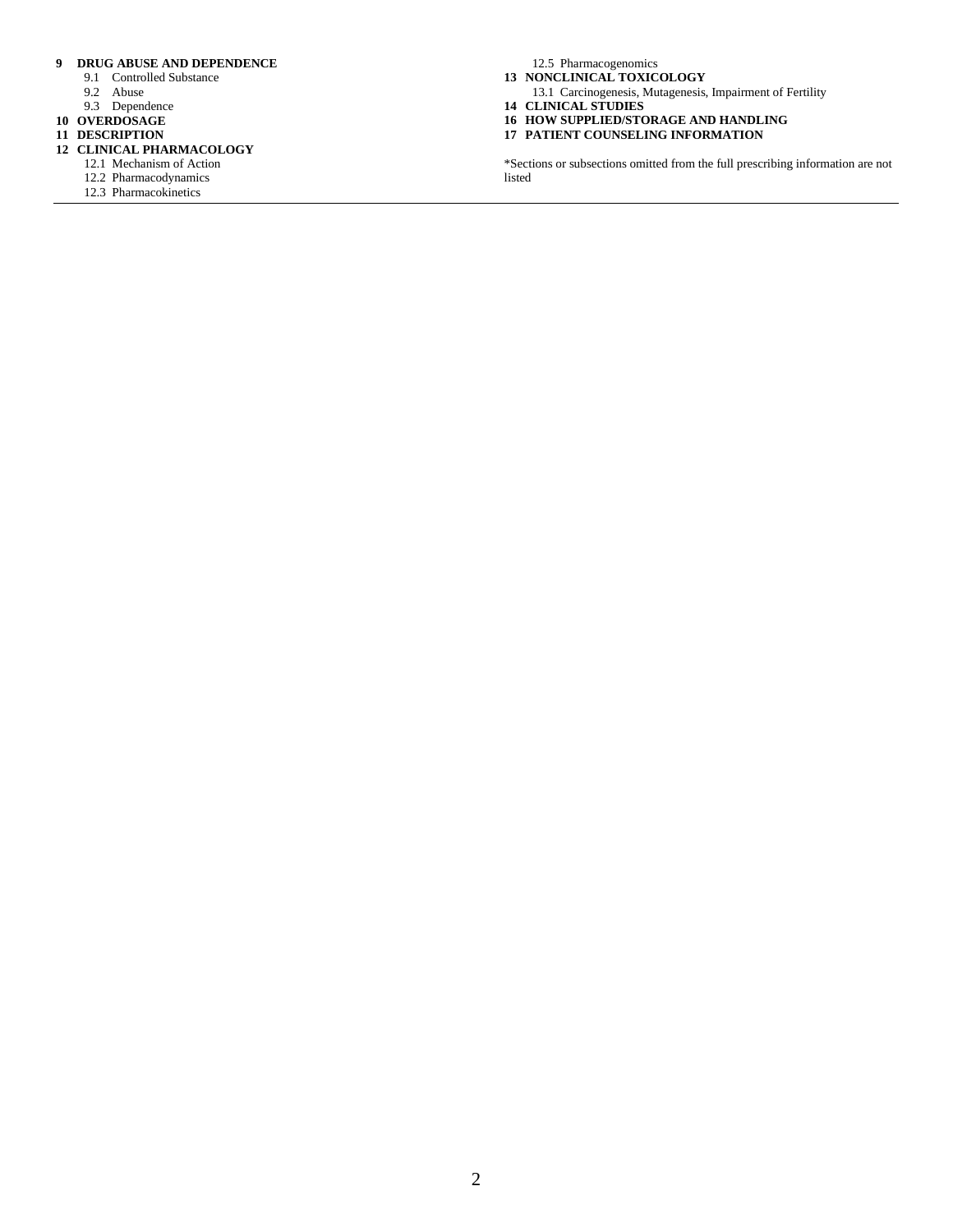**9 DRUG ABUSE AND DEPENDENCE**
- 9.1 Controlled Substance
- 9.2 Abuse
- 9.3 Dependence

**10 OVERDOSAGE**

**11 DESCRIPTION**

**12 CLINICAL PHARMACOLOGY**
- 12.1 Mechanism of Action
- 12.2 Pharmacodynamics
- 12.3 Pharmacokinetics
- 12.5 Pharmacogenomics

**13 NONCLINICAL TOXICOLOGY**
- 13.1 Carcinogenesis, Mutagenesis, Impairment of Fertility

**14 CLINICAL STUDIES**

**16 HOW SUPPLIED/STORAGE AND HANDLING**

**17 PATIENT COUNSELING INFORMATION**

*Sections or subsections omitted from the full prescribing information are not listed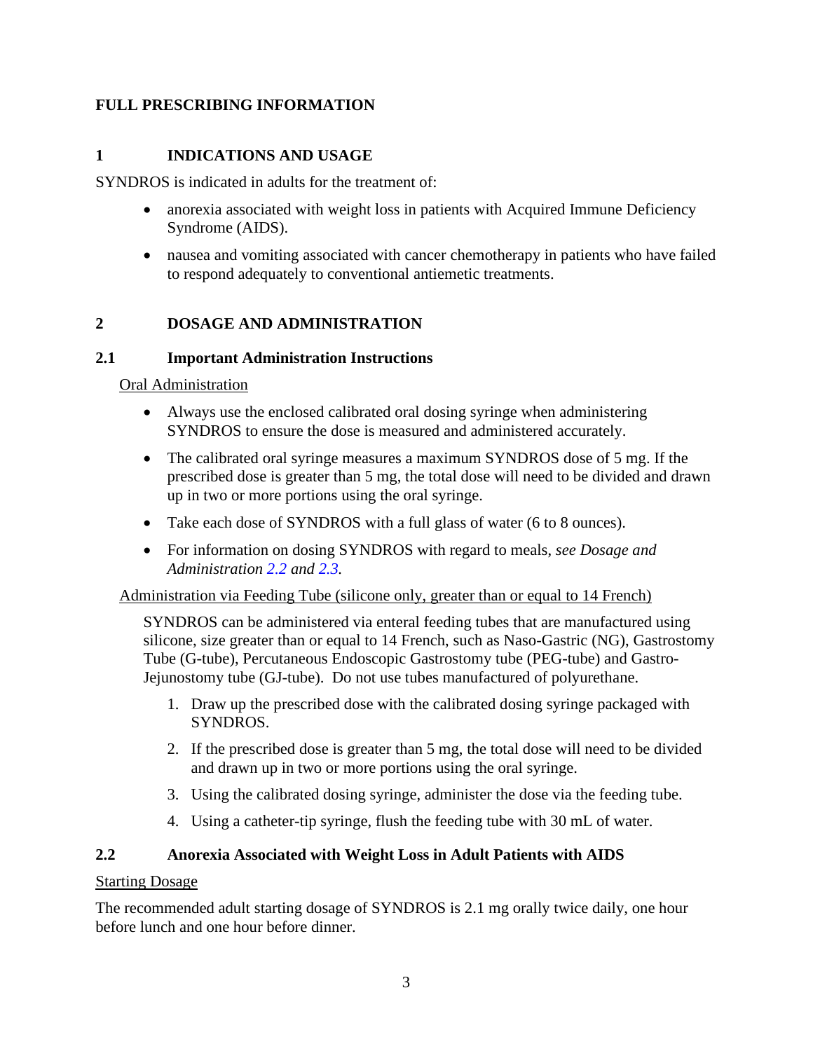# FULL PRESCRIBING INFORMATION

## 1 INDICATIONS AND USAGE

SYNDROS is indicated in adults for the treatment of:

- anorexia associated with weight loss in patients with Acquired Immune Deficiency Syndrome (AIDS).
- nausea and vomiting associated with cancer chemotherapy in patients who have failed to respond adequately to conventional antiemetic treatments.

## 2 DOSAGE AND ADMINISTRATION

### 2.1 Important Administration Instructions

Oral Administration

- Always use the enclosed calibrated oral dosing syringe when administering SYNDROS to ensure the dose is measured and administered accurately.
- The calibrated oral syringe measures a maximum SYNDROS dose of 5 mg. If the prescribed dose is greater than 5 mg, the total dose will need to be divided and drawn up in two or more portions using the oral syringe.
- Take each dose of SYNDROS with a full glass of water (6 to 8 ounces).
- For information on dosing SYNDROS with regard to meals, *see Dosage and Administration 2.2 and 2.3.*

Administration via Feeding Tube (silicone only, greater than or equal to 14 French)

SYNDROS can be administered via enteral feeding tubes that are manufactured using silicone, size greater than or equal to 14 French, such as Naso-Gastric (NG), Gastrostomy Tube (G-tube), Percutaneous Endoscopic Gastrostomy tube (PEG-tube) and Gastro-Jejunostomy tube (GJ-tube). Do not use tubes manufactured of polyurethane.

1. Draw up the prescribed dose with the calibrated dosing syringe packaged with SYNDROS.
2. If the prescribed dose is greater than 5 mg, the total dose will need to be divided and drawn up in two or more portions using the oral syringe.
3. Using the calibrated dosing syringe, administer the dose via the feeding tube.
4. Using a catheter-tip syringe, flush the feeding tube with 30 mL of water.

### 2.2 Anorexia Associated with Weight Loss in Adult Patients with AIDS

Starting Dosage

The recommended adult starting dosage of SYNDROS is 2.1 mg orally twice daily, one hour before lunch and one hour before dinner.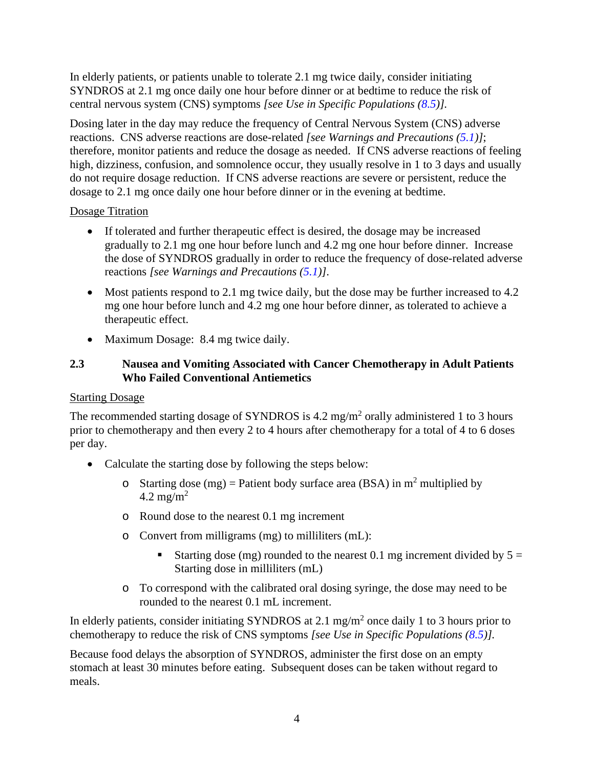In elderly patients, or patients unable to tolerate 2.1 mg twice daily, consider initiating SYNDROS at 2.1 mg once daily one hour before dinner or at bedtime to reduce the risk of central nervous system (CNS) symptoms *[see Use in Specific Populations (8.5)]*.

Dosing later in the day may reduce the frequency of Central Nervous System (CNS) adverse reactions. CNS adverse reactions are dose-related *[see Warnings and Precautions (5.1)]*; therefore, monitor patients and reduce the dosage as needed. If CNS adverse reactions of feeling high, dizziness, confusion, and somnolence occur, they usually resolve in 1 to 3 days and usually do not require dosage reduction. If CNS adverse reactions are severe or persistent, reduce the dosage to 2.1 mg once daily one hour before dinner or in the evening at bedtime.

Dosage Titration

- If tolerated and further therapeutic effect is desired, the dosage may be increased gradually to 2.1 mg one hour before lunch and 4.2 mg one hour before dinner. Increase the dose of SYNDROS gradually in order to reduce the frequency of dose-related adverse reactions *[see Warnings and Precautions (5.1)]*.
- Most patients respond to 2.1 mg twice daily, but the dose may be further increased to 4.2 mg one hour before lunch and 4.2 mg one hour before dinner, as tolerated to achieve a therapeutic effect.
- Maximum Dosage: 8.4 mg twice daily.

### 2.3 Nausea and Vomiting Associated with Cancer Chemotherapy in Adult Patients Who Failed Conventional Antiemetics

Starting Dosage

The recommended starting dosage of SYNDROS is 4.2 mg/$m^2$ orally administered 1 to 3 hours prior to chemotherapy and then every 2 to 4 hours after chemotherapy for a total of 4 to 6 doses per day.

- Calculate the starting dose by following the steps below:
  - Starting dose (mg) = Patient body surface area (BSA) in $m^2$ multiplied by 4.2 mg/$m^2$
  - Round dose to the nearest 0.1 mg increment
  - Convert from milligrams (mg) to milliliters (mL):
    - Starting dose (mg) rounded to the nearest 0.1 mg increment divided by 5 = Starting dose in milliliters (mL)
  - To correspond with the calibrated oral dosing syringe, the dose may need to be rounded to the nearest 0.1 mL increment.

In elderly patients, consider initiating SYNDROS at 2.1 mg/$m^2$ once daily 1 to 3 hours prior to chemotherapy to reduce the risk of CNS symptoms *[see Use in Specific Populations (8.5)]*.

Because food delays the absorption of SYNDROS, administer the first dose on an empty stomach at least 30 minutes before eating. Subsequent doses can be taken without regard to meals.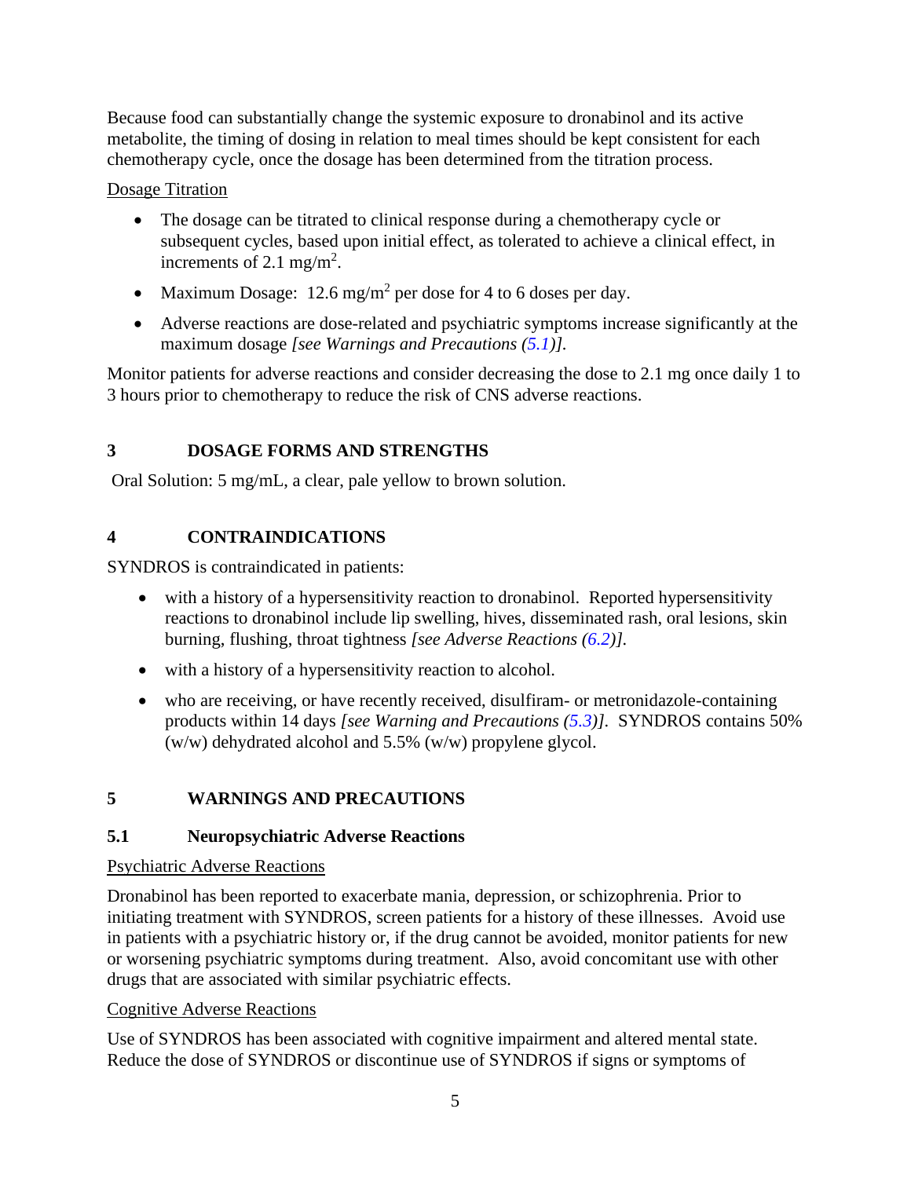Because food can substantially change the systemic exposure to dronabinol and its active metabolite, the timing of dosing in relation to meal times should be kept consistent for each chemotherapy cycle, once the dosage has been determined from the titration process.

<u>Dosage Titration</u>

- The dosage can be titrated to clinical response during a chemotherapy cycle or subsequent cycles, based upon initial effect, as tolerated to achieve a clinical effect, in increments of 2.1 mg/$m^2$.
- Maximum Dosage: 12.6 mg/$m^2$ per dose for 4 to 6 doses per day.
- Adverse reactions are dose-related and psychiatric symptoms increase significantly at the maximum dosage *[see Warnings and Precautions (5.1)]*.

Monitor patients for adverse reactions and consider decreasing the dose to 2.1 mg once daily 1 to 3 hours prior to chemotherapy to reduce the risk of CNS adverse reactions.

## 3 DOSAGE FORMS AND STRENGTHS

Oral Solution: 5 mg/mL, a clear, pale yellow to brown solution.

## 4 CONTRAINDICATIONS

SYNDROS is contraindicated in patients:

- with a history of a hypersensitivity reaction to dronabinol. Reported hypersensitivity reactions to dronabinol include lip swelling, hives, disseminated rash, oral lesions, skin burning, flushing, throat tightness *[see Adverse Reactions (6.2)]*.
- with a history of a hypersensitivity reaction to alcohol.
- who are receiving, or have recently received, disulfiram- or metronidazole-containing products within 14 days *[see Warning and Precautions (5.3)]*. SYNDROS contains 50% (w/w) dehydrated alcohol and 5.5% (w/w) propylene glycol.

## 5 WARNINGS AND PRECAUTIONS

### 5.1 Neuropsychiatric Adverse Reactions

<u>Psychiatric Adverse Reactions</u>

Dronabinol has been reported to exacerbate mania, depression, or schizophrenia. Prior to initiating treatment with SYNDROS, screen patients for a history of these illnesses. Avoid use in patients with a psychiatric history or, if the drug cannot be avoided, monitor patients for new or worsening psychiatric symptoms during treatment. Also, avoid concomitant use with other drugs that are associated with similar psychiatric effects.

<u>Cognitive Adverse Reactions</u>

Use of SYNDROS has been associated with cognitive impairment and altered mental state. Reduce the dose of SYNDROS or discontinue use of SYNDROS if signs or symptoms of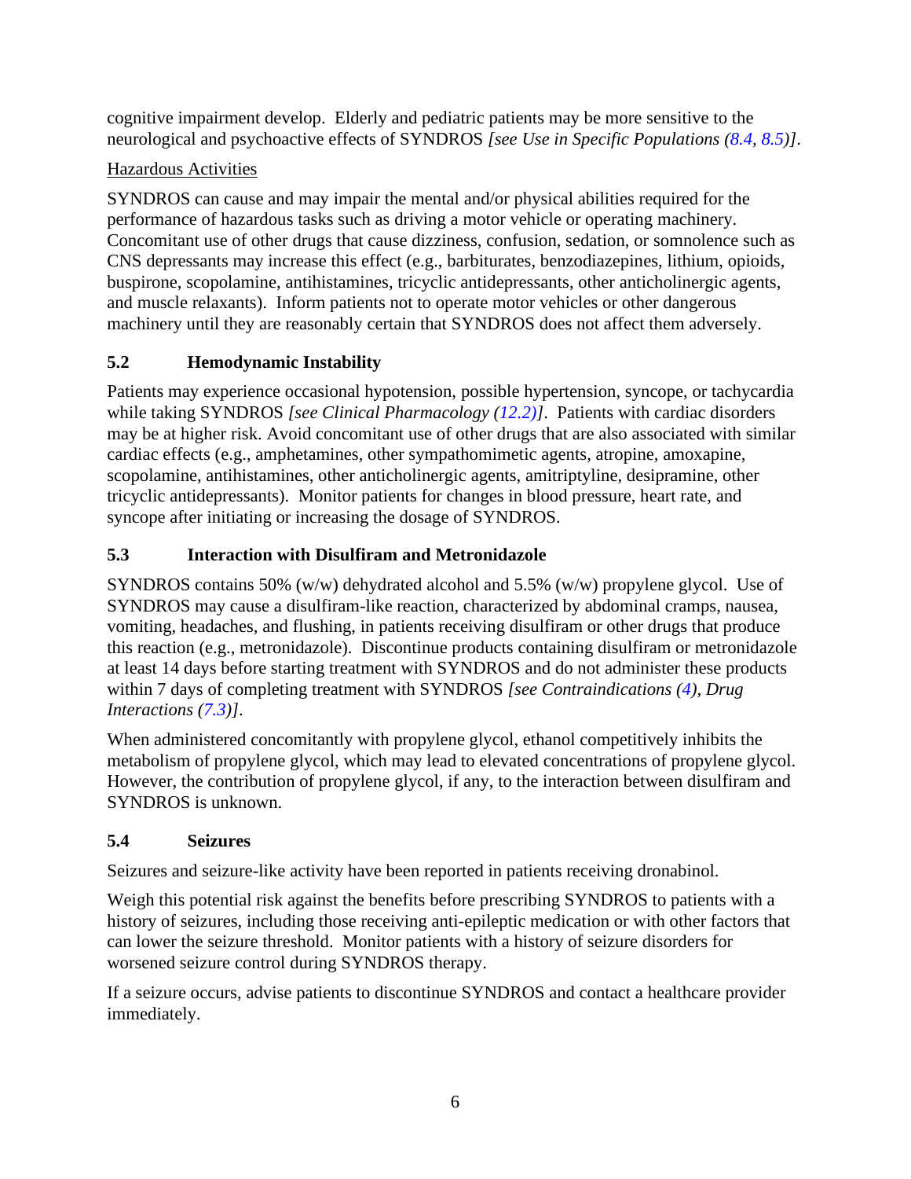cognitive impairment develop. Elderly and pediatric patients may be more sensitive to the neurological and psychoactive effects of SYNDROS *[see Use in Specific Populations (8.4, 8.5)]*.

Hazardous Activities

SYNDROS can cause and may impair the mental and/or physical abilities required for the performance of hazardous tasks such as driving a motor vehicle or operating machinery. Concomitant use of other drugs that cause dizziness, confusion, sedation, or somnolence such as CNS depressants may increase this effect (e.g., barbiturates, benzodiazepines, lithium, opioids, buspirone, scopolamine, antihistamines, tricyclic antidepressants, other anticholinergic agents, and muscle relaxants). Inform patients not to operate motor vehicles or other dangerous machinery until they are reasonably certain that SYNDROS does not affect them adversely.

### 5.2 Hemodynamic Instability

Patients may experience occasional hypotension, possible hypertension, syncope, or tachycardia while taking SYNDROS *[see Clinical Pharmacology (12.2)]*. Patients with cardiac disorders may be at higher risk. Avoid concomitant use of other drugs that are also associated with similar cardiac effects (e.g., amphetamines, other sympathomimetic agents, atropine, amoxapine, scopolamine, antihistamines, other anticholinergic agents, amitriptyline, desipramine, other tricyclic antidepressants). Monitor patients for changes in blood pressure, heart rate, and syncope after initiating or increasing the dosage of SYNDROS.

### 5.3 Interaction with Disulfiram and Metronidazole

SYNDROS contains 50% (w/w) dehydrated alcohol and 5.5% (w/w) propylene glycol. Use of SYNDROS may cause a disulfiram-like reaction, characterized by abdominal cramps, nausea, vomiting, headaches, and flushing, in patients receiving disulfiram or other drugs that produce this reaction (e.g., metronidazole). Discontinue products containing disulfiram or metronidazole at least 14 days before starting treatment with SYNDROS and do not administer these products within 7 days of completing treatment with SYNDROS *[see Contraindications (4), Drug Interactions (7.3)]*.

When administered concomitantly with propylene glycol, ethanol competitively inhibits the metabolism of propylene glycol, which may lead to elevated concentrations of propylene glycol. However, the contribution of propylene glycol, if any, to the interaction between disulfiram and SYNDROS is unknown.

### 5.4 Seizures

Seizures and seizure-like activity have been reported in patients receiving dronabinol.

Weigh this potential risk against the benefits before prescribing SYNDROS to patients with a history of seizures, including those receiving anti-epileptic medication or with other factors that can lower the seizure threshold. Monitor patients with a history of seizure disorders for worsened seizure control during SYNDROS therapy.

If a seizure occurs, advise patients to discontinue SYNDROS and contact a healthcare provider immediately.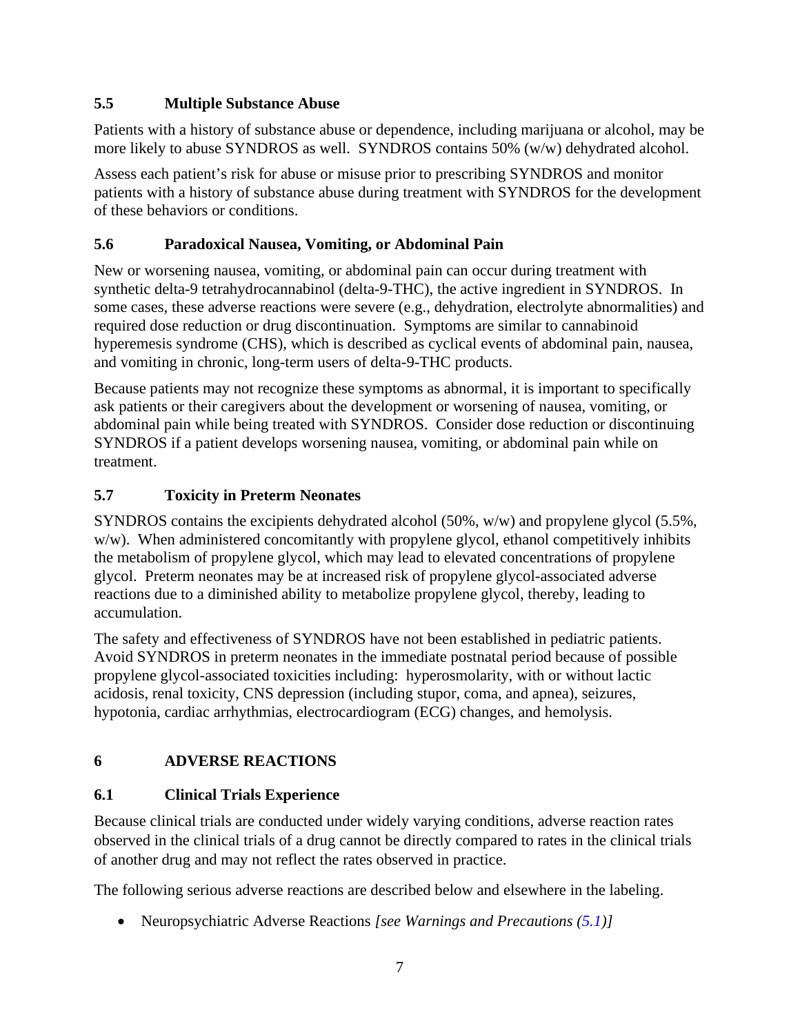### 5.5 Multiple Substance Abuse

Patients with a history of substance abuse or dependence, including marijuana or alcohol, may be more likely to abuse SYNDROS as well. SYNDROS contains 50% (w/w) dehydrated alcohol.

Assess each patient's risk for abuse or misuse prior to prescribing SYNDROS and monitor patients with a history of substance abuse during treatment with SYNDROS for the development of these behaviors or conditions.

### 5.6 Paradoxical Nausea, Vomiting, or Abdominal Pain

New or worsening nausea, vomiting, or abdominal pain can occur during treatment with synthetic delta-9 tetrahydrocannabinol (delta-9-THC), the active ingredient in SYNDROS. In some cases, these adverse reactions were severe (e.g., dehydration, electrolyte abnormalities) and required dose reduction or drug discontinuation. Symptoms are similar to cannabinoid hyperemesis syndrome (CHS), which is described as cyclical events of abdominal pain, nausea, and vomiting in chronic, long-term users of delta-9-THC products.

Because patients may not recognize these symptoms as abnormal, it is important to specifically ask patients or their caregivers about the development or worsening of nausea, vomiting, or abdominal pain while being treated with SYNDROS. Consider dose reduction or discontinuing SYNDROS if a patient develops worsening nausea, vomiting, or abdominal pain while on treatment.

### 5.7 Toxicity in Preterm Neonates

SYNDROS contains the excipients dehydrated alcohol (50%, w/w) and propylene glycol (5.5%, w/w). When administered concomitantly with propylene glycol, ethanol competitively inhibits the metabolism of propylene glycol, which may lead to elevated concentrations of propylene glycol. Preterm neonates may be at increased risk of propylene glycol-associated adverse reactions due to a diminished ability to metabolize propylene glycol, thereby, leading to accumulation.

The safety and effectiveness of SYNDROS have not been established in pediatric patients. Avoid SYNDROS in preterm neonates in the immediate postnatal period because of possible propylene glycol-associated toxicities including: hyperosmolarity, with or without lactic acidosis, renal toxicity, CNS depression (including stupor, coma, and apnea), seizures, hypotonia, cardiac arrhythmias, electrocardiogram (ECG) changes, and hemolysis.

## 6 ADVERSE REACTIONS

### 6.1 Clinical Trials Experience

Because clinical trials are conducted under widely varying conditions, adverse reaction rates observed in the clinical trials of a drug cannot be directly compared to rates in the clinical trials of another drug and may not reflect the rates observed in practice.

The following serious adverse reactions are described below and elsewhere in the labeling.

- Neuropsychiatric Adverse Reactions *[see Warnings and Precautions (5.1)]*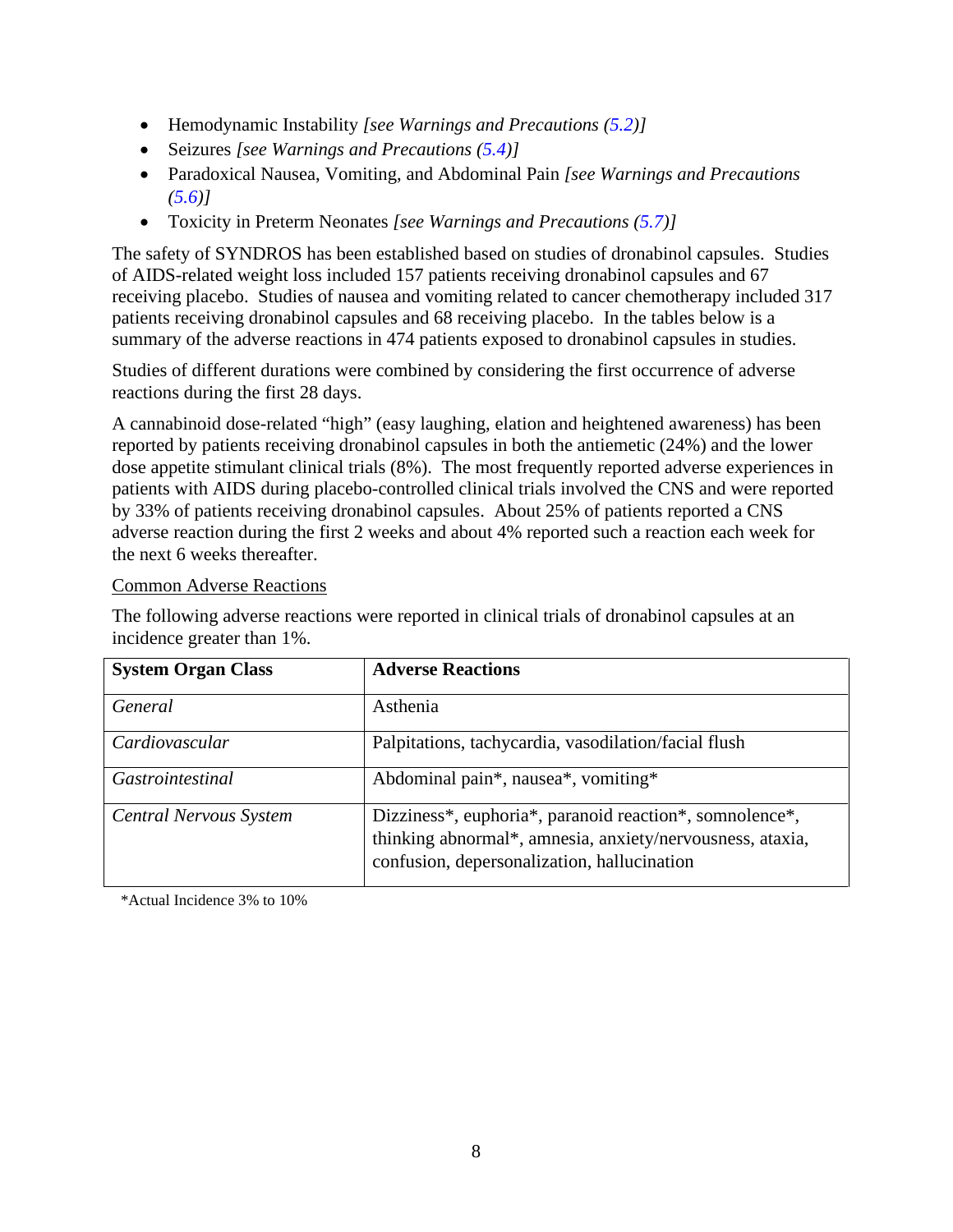- Hemodynamic Instability *[see Warnings and Precautions (5.2)]*
- Seizures *[see Warnings and Precautions (5.4)]*
- Paradoxical Nausea, Vomiting, and Abdominal Pain *[see Warnings and Precautions (5.6)]*
- Toxicity in Preterm Neonates *[see Warnings and Precautions (5.7)]*

The safety of SYNDROS has been established based on studies of dronabinol capsules. Studies of AIDS-related weight loss included 157 patients receiving dronabinol capsules and 67 receiving placebo. Studies of nausea and vomiting related to cancer chemotherapy included 317 patients receiving dronabinol capsules and 68 receiving placebo. In the tables below is a summary of the adverse reactions in 474 patients exposed to dronabinol capsules in studies.

Studies of different durations were combined by considering the first occurrence of adverse reactions during the first 28 days.

A cannabinoid dose-related "high" (easy laughing, elation and heightened awareness) has been reported by patients receiving dronabinol capsules in both the antiemetic (24%) and the lower dose appetite stimulant clinical trials (8%). The most frequently reported adverse experiences in patients with AIDS during placebo-controlled clinical trials involved the CNS and were reported by 33% of patients receiving dronabinol capsules. About 25% of patients reported a CNS adverse reaction during the first 2 weeks and about 4% reported such a reaction each week for the next 6 weeks thereafter.

Common Adverse Reactions

The following adverse reactions were reported in clinical trials of dronabinol capsules at an incidence greater than 1%.

| **System Organ Class** | **Adverse Reactions** |
| --- | --- |
| *General* | Asthenia |
| *Cardiovascular* | Palpitations, tachycardia, vasodilation/facial flush |
| *Gastrointestinal* | Abdominal pain*, nausea*, vomiting* |
| *Central Nervous System* | Dizziness*, euphoria*, paranoid reaction*, somnolence*, thinking abnormal*, amnesia, anxiety/nervousness, ataxia, confusion, depersonalization, hallucination |

*Actual Incidence 3% to 10%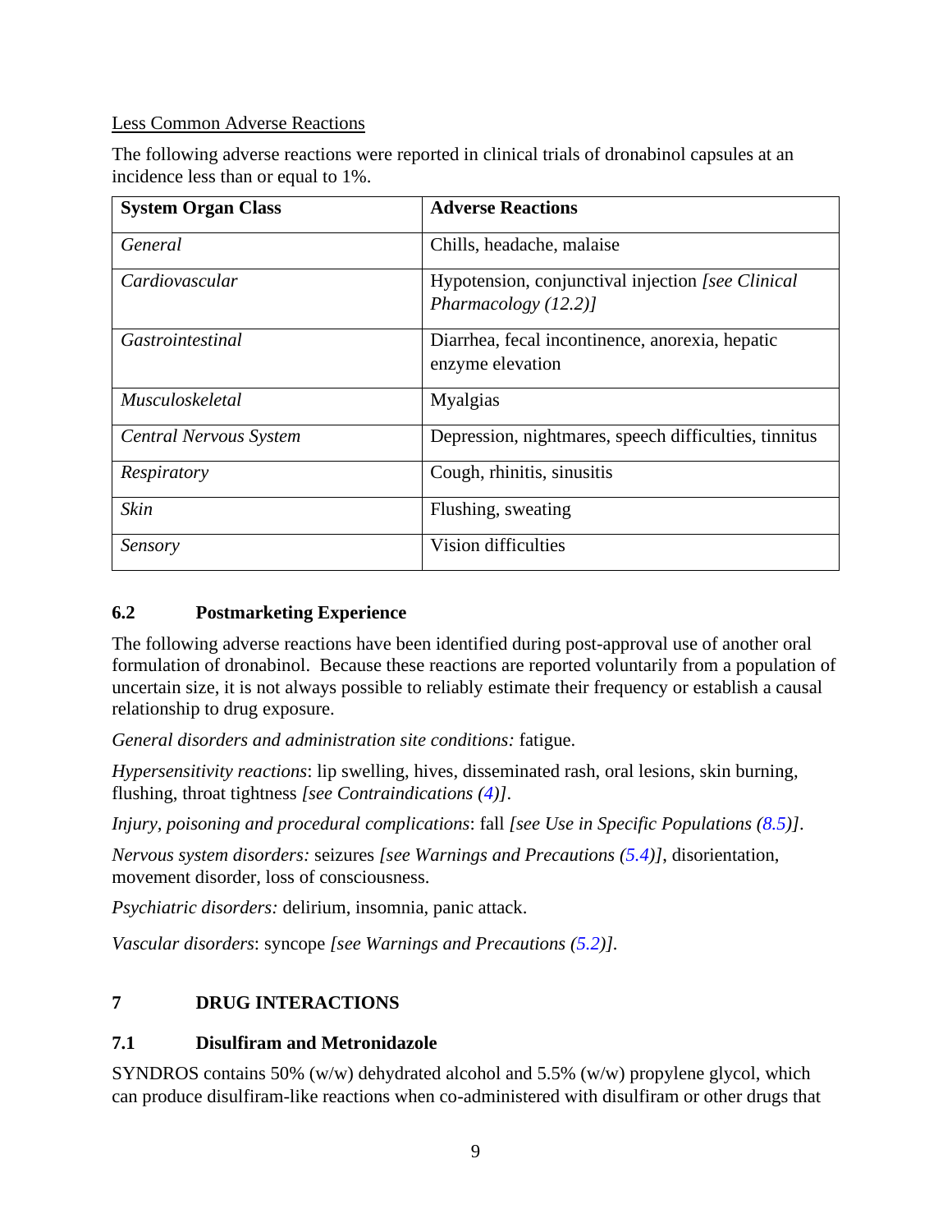Less Common Adverse Reactions

The following adverse reactions were reported in clinical trials of dronabinol capsules at an incidence less than or equal to 1%.

| **System Organ Class** | **Adverse Reactions** |
| --- | --- |
| *General* | Chills, headache, malaise |
| *Cardiovascular* | Hypotension, conjunctival injection *[see Clinical Pharmacology (12.2)]* |
| *Gastrointestinal* | Diarrhea, fecal incontinence, anorexia, hepatic enzyme elevation |
| *Musculoskeletal* | Myalgias |
| *Central Nervous System* | Depression, nightmares, speech difficulties, tinnitus |
| *Respiratory* | Cough, rhinitis, sinusitis |
| *Skin* | Flushing, sweating |
| *Sensory* | Vision difficulties |

### 6.2 Postmarketing Experience

The following adverse reactions have been identified during post-approval use of another oral formulation of dronabinol. Because these reactions are reported voluntarily from a population of uncertain size, it is not always possible to reliably estimate their frequency or establish a causal relationship to drug exposure.

*General disorders and administration site conditions:* fatigue.

*Hypersensitivity reactions*: lip swelling, hives, disseminated rash, oral lesions, skin burning, flushing, throat tightness *[see Contraindications (4)]*.

*Injury, poisoning and procedural complications*: fall *[see Use in Specific Populations (8.5)]*.

*Nervous system disorders:* seizures *[see Warnings and Precautions (5.4)]*, disorientation, movement disorder, loss of consciousness.

*Psychiatric disorders:* delirium, insomnia, panic attack.

*Vascular disorders*: syncope *[see Warnings and Precautions (5.2)]*.

## 7 DRUG INTERACTIONS

### 7.1 Disulfiram and Metronidazole

SYNDROS contains 50% (w/w) dehydrated alcohol and 5.5% (w/w) propylene glycol, which can produce disulfiram-like reactions when co-administered with disulfiram or other drugs that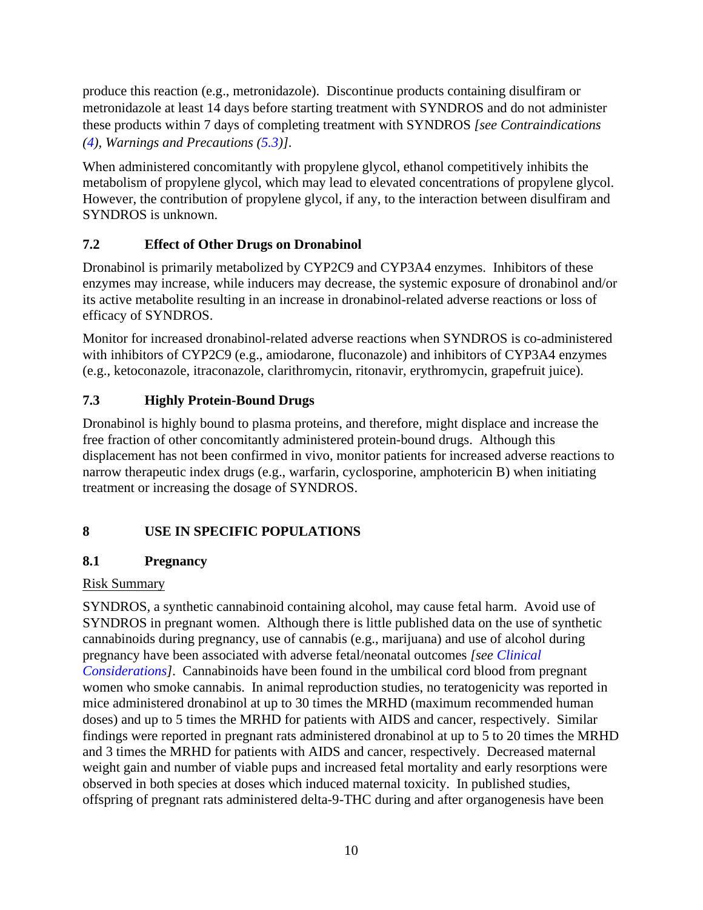produce this reaction (e.g., metronidazole). Discontinue products containing disulfiram or metronidazole at least 14 days before starting treatment with SYNDROS and do not administer these products within 7 days of completing treatment with SYNDROS *[see Contraindications (4), Warnings and Precautions (5.3)]*.

When administered concomitantly with propylene glycol, ethanol competitively inhibits the metabolism of propylene glycol, which may lead to elevated concentrations of propylene glycol. However, the contribution of propylene glycol, if any, to the interaction between disulfiram and SYNDROS is unknown.

### 7.2 Effect of Other Drugs on Dronabinol

Dronabinol is primarily metabolized by CYP2C9 and CYP3A4 enzymes. Inhibitors of these enzymes may increase, while inducers may decrease, the systemic exposure of dronabinol and/or its active metabolite resulting in an increase in dronabinol-related adverse reactions or loss of efficacy of SYNDROS.

Monitor for increased dronabinol-related adverse reactions when SYNDROS is co-administered with inhibitors of CYP2C9 (e.g., amiodarone, fluconazole) and inhibitors of CYP3A4 enzymes (e.g., ketoconazole, itraconazole, clarithromycin, ritonavir, erythromycin, grapefruit juice).

### 7.3 Highly Protein-Bound Drugs

Dronabinol is highly bound to plasma proteins, and therefore, might displace and increase the free fraction of other concomitantly administered protein-bound drugs. Although this displacement has not been confirmed in vivo, monitor patients for increased adverse reactions to narrow therapeutic index drugs (e.g., warfarin, cyclosporine, amphotericin B) when initiating treatment or increasing the dosage of SYNDROS.

## 8 USE IN SPECIFIC POPULATIONS

### 8.1 Pregnancy

<u>Risk Summary</u>

SYNDROS, a synthetic cannabinoid containing alcohol, may cause fetal harm. Avoid use of SYNDROS in pregnant women. Although there is little published data on the use of synthetic cannabinoids during pregnancy, use of cannabis (e.g., marijuana) and use of alcohol during pregnancy have been associated with adverse fetal/neonatal outcomes *[see Clinical Considerations]*. Cannabinoids have been found in the umbilical cord blood from pregnant women who smoke cannabis. In animal reproduction studies, no teratogenicity was reported in mice administered dronabinol at up to 30 times the MRHD (maximum recommended human doses) and up to 5 times the MRHD for patients with AIDS and cancer, respectively. Similar findings were reported in pregnant rats administered dronabinol at up to 5 to 20 times the MRHD and 3 times the MRHD for patients with AIDS and cancer, respectively. Decreased maternal weight gain and number of viable pups and increased fetal mortality and early resorptions were observed in both species at doses which induced maternal toxicity. In published studies, offspring of pregnant rats administered delta-9-THC during and after organogenesis have been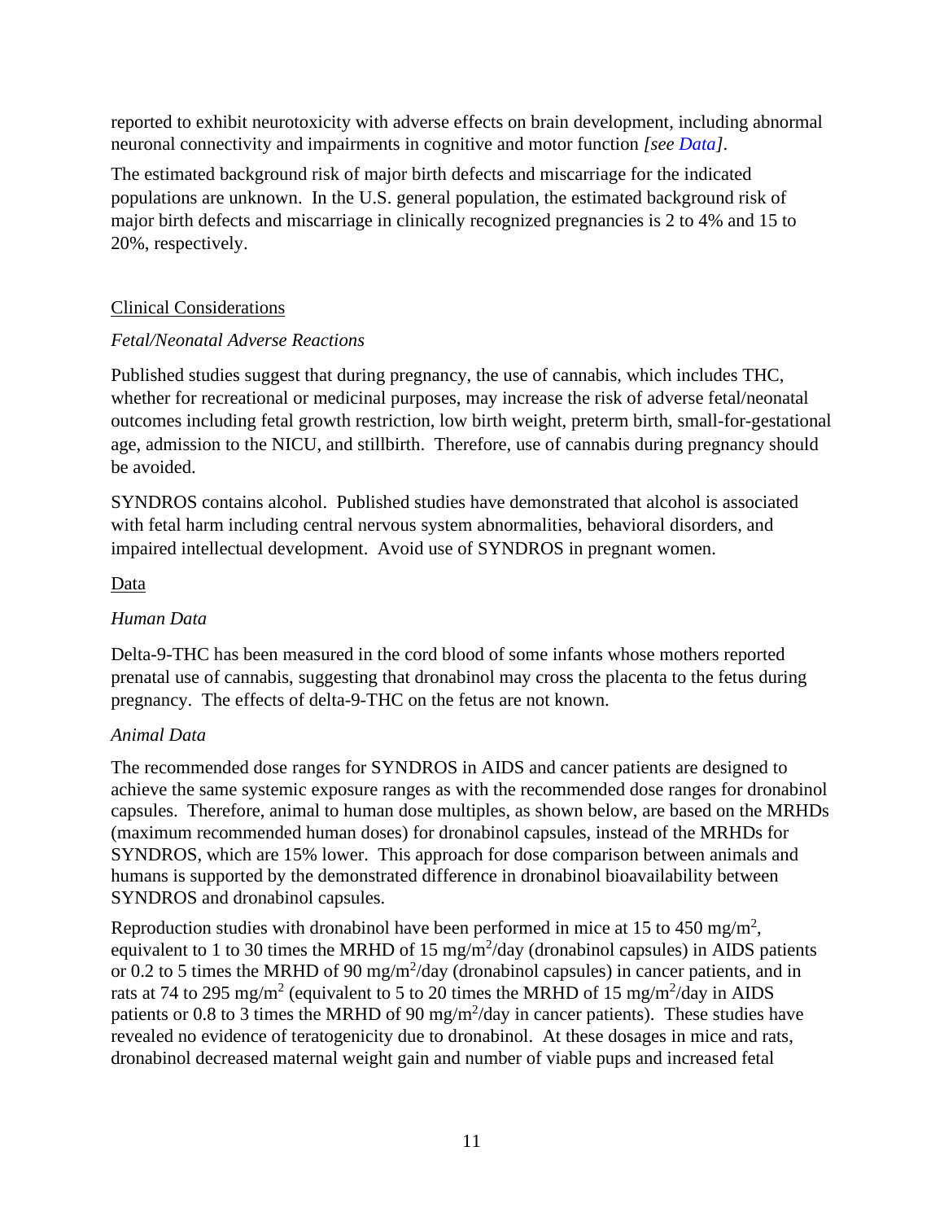reported to exhibit neurotoxicity with adverse effects on brain development, including abnormal neuronal connectivity and impairments in cognitive and motor function *[see Data]*.

The estimated background risk of major birth defects and miscarriage for the indicated populations are unknown. In the U.S. general population, the estimated background risk of major birth defects and miscarriage in clinically recognized pregnancies is 2 to 4% and 15 to 20%, respectively.

<u>Clinical Considerations</u>

*Fetal/Neonatal Adverse Reactions*

Published studies suggest that during pregnancy, the use of cannabis, which includes THC, whether for recreational or medicinal purposes, may increase the risk of adverse fetal/neonatal outcomes including fetal growth restriction, low birth weight, preterm birth, small-for-gestational age, admission to the NICU, and stillbirth. Therefore, use of cannabis during pregnancy should be avoided.

SYNDROS contains alcohol. Published studies have demonstrated that alcohol is associated with fetal harm including central nervous system abnormalities, behavioral disorders, and impaired intellectual development. Avoid use of SYNDROS in pregnant women.

<u>Data</u>

*Human Data*

Delta-9-THC has been measured in the cord blood of some infants whose mothers reported prenatal use of cannabis, suggesting that dronabinol may cross the placenta to the fetus during pregnancy. The effects of delta-9-THC on the fetus are not known.

*Animal Data*

The recommended dose ranges for SYNDROS in AIDS and cancer patients are designed to achieve the same systemic exposure ranges as with the recommended dose ranges for dronabinol capsules. Therefore, animal to human dose multiples, as shown below, are based on the MRHDs (maximum recommended human doses) for dronabinol capsules, instead of the MRHDs for SYNDROS, which are 15% lower. This approach for dose comparison between animals and humans is supported by the demonstrated difference in dronabinol bioavailability between SYNDROS and dronabinol capsules.

Reproduction studies with dronabinol have been performed in mice at 15 to 450 mg/m$^2$, equivalent to 1 to 30 times the MRHD of 15 mg/m$^2$/day (dronabinol capsules) in AIDS patients or 0.2 to 5 times the MRHD of 90 mg/m$^2$/day (dronabinol capsules) in cancer patients, and in rats at 74 to 295 mg/m$^2$ (equivalent to 5 to 20 times the MRHD of 15 mg/m$^2$/day in AIDS patients or 0.8 to 3 times the MRHD of 90 mg/m$^2$/day in cancer patients). These studies have revealed no evidence of teratogenicity due to dronabinol. At these dosages in mice and rats, dronabinol decreased maternal weight gain and number of viable pups and increased fetal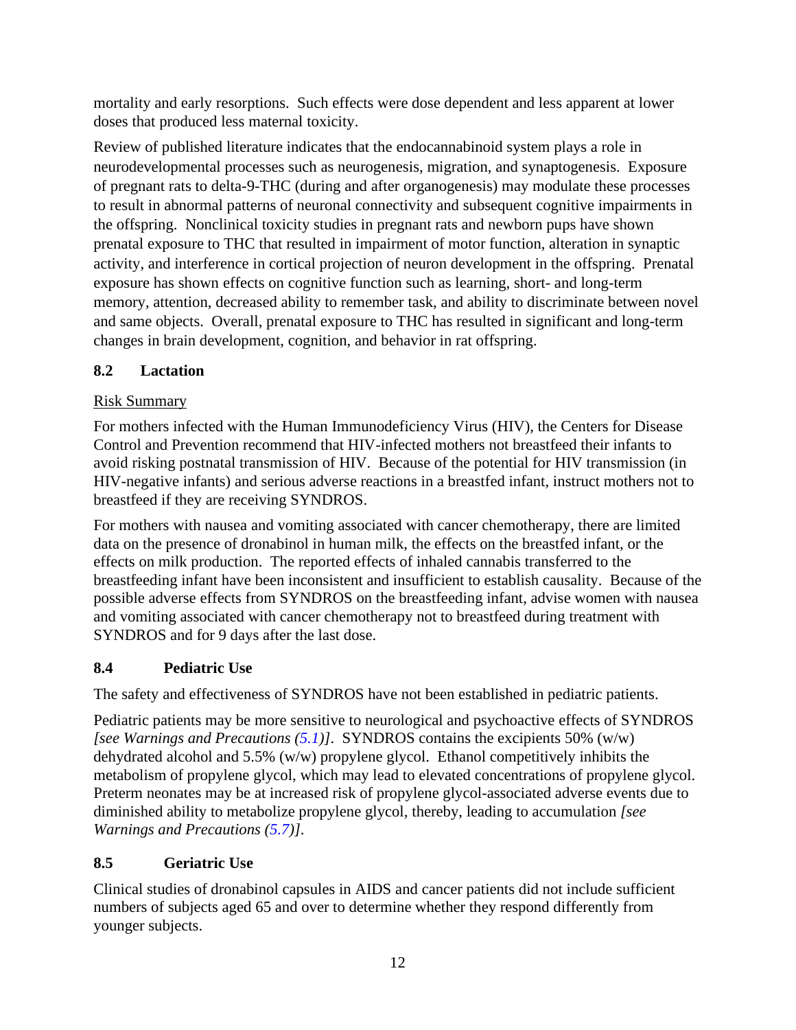mortality and early resorptions. Such effects were dose dependent and less apparent at lower doses that produced less maternal toxicity.

Review of published literature indicates that the endocannabinoid system plays a role in neurodevelopmental processes such as neurogenesis, migration, and synaptogenesis. Exposure of pregnant rats to delta-9-THC (during and after organogenesis) may modulate these processes to result in abnormal patterns of neuronal connectivity and subsequent cognitive impairments in the offspring. Nonclinical toxicity studies in pregnant rats and newborn pups have shown prenatal exposure to THC that resulted in impairment of motor function, alteration in synaptic activity, and interference in cortical projection of neuron development in the offspring. Prenatal exposure has shown effects on cognitive function such as learning, short- and long-term memory, attention, decreased ability to remember task, and ability to discriminate between novel and same objects. Overall, prenatal exposure to THC has resulted in significant and long-term changes in brain development, cognition, and behavior in rat offspring.

### 8.2 Lactation

Risk Summary

For mothers infected with the Human Immunodeficiency Virus (HIV), the Centers for Disease Control and Prevention recommend that HIV-infected mothers not breastfeed their infants to avoid risking postnatal transmission of HIV. Because of the potential for HIV transmission (in HIV-negative infants) and serious adverse reactions in a breastfed infant, instruct mothers not to breastfeed if they are receiving SYNDROS.

For mothers with nausea and vomiting associated with cancer chemotherapy, there are limited data on the presence of dronabinol in human milk, the effects on the breastfed infant, or the effects on milk production. The reported effects of inhaled cannabis transferred to the breastfeeding infant have been inconsistent and insufficient to establish causality. Because of the possible adverse effects from SYNDROS on the breastfeeding infant, advise women with nausea and vomiting associated with cancer chemotherapy not to breastfeed during treatment with SYNDROS and for 9 days after the last dose.

### 8.4 Pediatric Use

The safety and effectiveness of SYNDROS have not been established in pediatric patients.

Pediatric patients may be more sensitive to neurological and psychoactive effects of SYNDROS *[see Warnings and Precautions (5.1)]*. SYNDROS contains the excipients 50% (w/w) dehydrated alcohol and 5.5% (w/w) propylene glycol. Ethanol competitively inhibits the metabolism of propylene glycol, which may lead to elevated concentrations of propylene glycol. Preterm neonates may be at increased risk of propylene glycol-associated adverse events due to diminished ability to metabolize propylene glycol, thereby, leading to accumulation *[see Warnings and Precautions (5.7)]*.

### 8.5 Geriatric Use

Clinical studies of dronabinol capsules in AIDS and cancer patients did not include sufficient numbers of subjects aged 65 and over to determine whether they respond differently from younger subjects.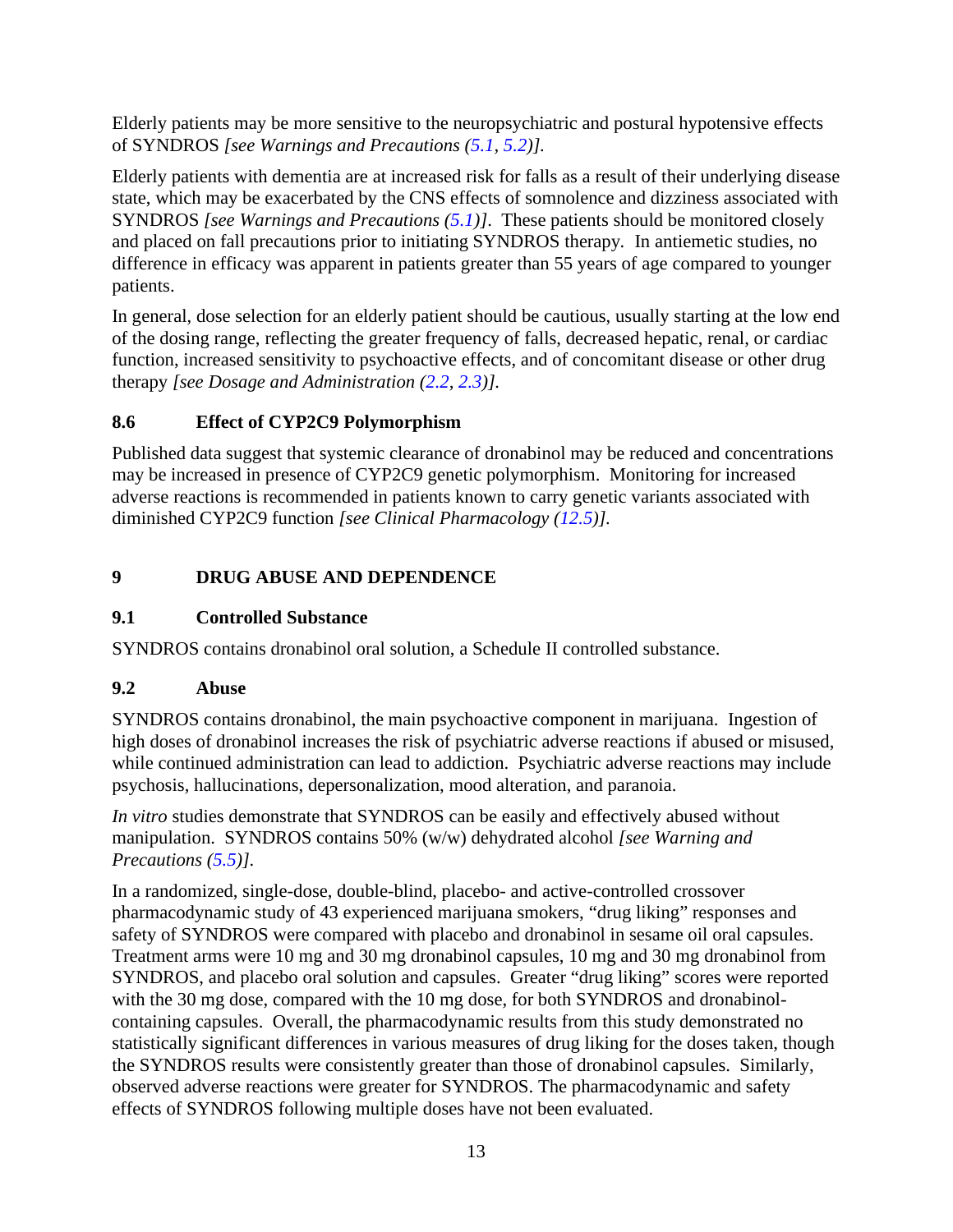Elderly patients may be more sensitive to the neuropsychiatric and postural hypotensive effects of SYNDROS *[see Warnings and Precautions (5.1, 5.2)]*.

Elderly patients with dementia are at increased risk for falls as a result of their underlying disease state, which may be exacerbated by the CNS effects of somnolence and dizziness associated with SYNDROS *[see Warnings and Precautions (5.1)]*. These patients should be monitored closely and placed on fall precautions prior to initiating SYNDROS therapy. In antiemetic studies, no difference in efficacy was apparent in patients greater than 55 years of age compared to younger patients.

In general, dose selection for an elderly patient should be cautious, usually starting at the low end of the dosing range, reflecting the greater frequency of falls, decreased hepatic, renal, or cardiac function, increased sensitivity to psychoactive effects, and of concomitant disease or other drug therapy *[see Dosage and Administration (2.2, 2.3)]*.

### 8.6 Effect of CYP2C9 Polymorphism

Published data suggest that systemic clearance of dronabinol may be reduced and concentrations may be increased in presence of CYP2C9 genetic polymorphism. Monitoring for increased adverse reactions is recommended in patients known to carry genetic variants associated with diminished CYP2C9 function *[see Clinical Pharmacology (12.5)]*.

## 9 DRUG ABUSE AND DEPENDENCE

### 9.1 Controlled Substance

SYNDROS contains dronabinol oral solution, a Schedule II controlled substance.

### 9.2 Abuse

SYNDROS contains dronabinol, the main psychoactive component in marijuana. Ingestion of high doses of dronabinol increases the risk of psychiatric adverse reactions if abused or misused, while continued administration can lead to addiction. Psychiatric adverse reactions may include psychosis, hallucinations, depersonalization, mood alteration, and paranoia.

*In vitro* studies demonstrate that SYNDROS can be easily and effectively abused without manipulation. SYNDROS contains 50% (w/w) dehydrated alcohol *[see Warning and Precautions (5.5)]*.

In a randomized, single-dose, double-blind, placebo- and active-controlled crossover pharmacodynamic study of 43 experienced marijuana smokers, "drug liking" responses and safety of SYNDROS were compared with placebo and dronabinol in sesame oil oral capsules. Treatment arms were 10 mg and 30 mg dronabinol capsules, 10 mg and 30 mg dronabinol from SYNDROS, and placebo oral solution and capsules. Greater "drug liking" scores were reported with the 30 mg dose, compared with the 10 mg dose, for both SYNDROS and dronabinol-containing capsules. Overall, the pharmacodynamic results from this study demonstrated no statistically significant differences in various measures of drug liking for the doses taken, though the SYNDROS results were consistently greater than those of dronabinol capsules. Similarly, observed adverse reactions were greater for SYNDROS. The pharmacodynamic and safety effects of SYNDROS following multiple doses have not been evaluated.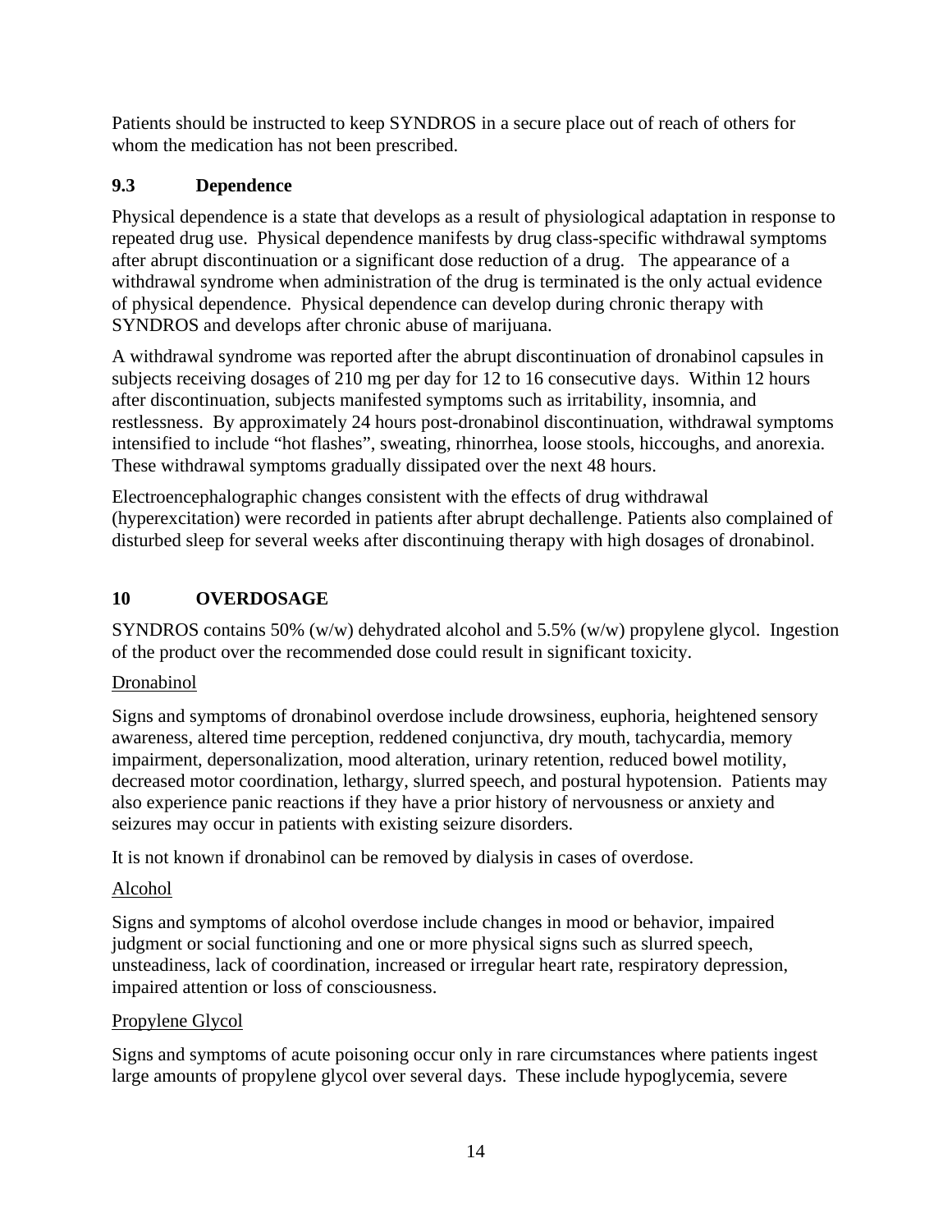Patients should be instructed to keep SYNDROS in a secure place out of reach of others for whom the medication has not been prescribed.

### 9.3 Dependence

Physical dependence is a state that develops as a result of physiological adaptation in response to repeated drug use. Physical dependence manifests by drug class-specific withdrawal symptoms after abrupt discontinuation or a significant dose reduction of a drug. The appearance of a withdrawal syndrome when administration of the drug is terminated is the only actual evidence of physical dependence. Physical dependence can develop during chronic therapy with SYNDROS and develops after chronic abuse of marijuana.

A withdrawal syndrome was reported after the abrupt discontinuation of dronabinol capsules in subjects receiving dosages of 210 mg per day for 12 to 16 consecutive days. Within 12 hours after discontinuation, subjects manifested symptoms such as irritability, insomnia, and restlessness. By approximately 24 hours post-dronabinol discontinuation, withdrawal symptoms intensified to include "hot flashes", sweating, rhinorrhea, loose stools, hiccoughs, and anorexia. These withdrawal symptoms gradually dissipated over the next 48 hours.

Electroencephalographic changes consistent with the effects of drug withdrawal (hyperexcitation) were recorded in patients after abrupt dechallenge. Patients also complained of disturbed sleep for several weeks after discontinuing therapy with high dosages of dronabinol.

## 10 OVERDOSAGE

SYNDROS contains 50% (w/w) dehydrated alcohol and 5.5% (w/w) propylene glycol. Ingestion of the product over the recommended dose could result in significant toxicity.

<u>Dronabinol</u>

Signs and symptoms of dronabinol overdose include drowsiness, euphoria, heightened sensory awareness, altered time perception, reddened conjunctiva, dry mouth, tachycardia, memory impairment, depersonalization, mood alteration, urinary retention, reduced bowel motility, decreased motor coordination, lethargy, slurred speech, and postural hypotension. Patients may also experience panic reactions if they have a prior history of nervousness or anxiety and seizures may occur in patients with existing seizure disorders.

It is not known if dronabinol can be removed by dialysis in cases of overdose.

<u>Alcohol</u>

Signs and symptoms of alcohol overdose include changes in mood or behavior, impaired judgment or social functioning and one or more physical signs such as slurred speech, unsteadiness, lack of coordination, increased or irregular heart rate, respiratory depression, impaired attention or loss of consciousness.

<u>Propylene Glycol</u>

Signs and symptoms of acute poisoning occur only in rare circumstances where patients ingest large amounts of propylene glycol over several days. These include hypoglycemia, severe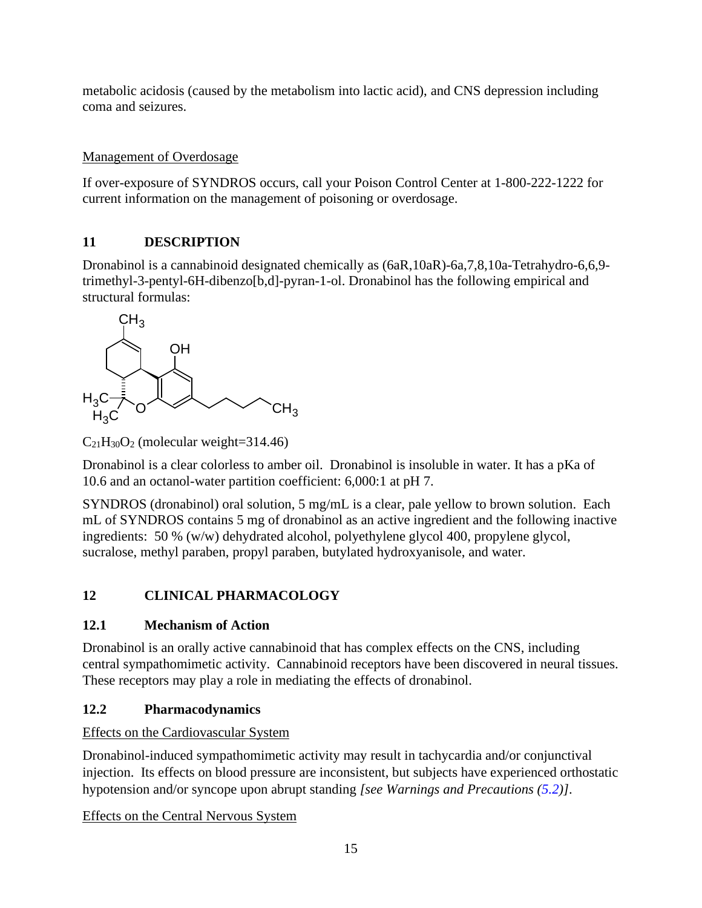metabolic acidosis (caused by the metabolism into lactic acid), and CNS depression including coma and seizures.

Management of Overdosage

If over-exposure of SYNDROS occurs, call your Poison Control Center at 1-800-222-1222 for current information on the management of poisoning or overdosage.

## 11 DESCRIPTION

Dronabinol is a cannabinoid designated chemically as (6aR,10aR)-6a,7,8,10a-Tetrahydro-6,6,9-trimethyl-3-pentyl-6H-dibenzo[b,d]-pyran-1-ol. Dronabinol has the following empirical and structural formulas:

$C_{21}H_{30}O_2$ (molecular weight=314.46)

Dronabinol is a clear colorless to amber oil. Dronabinol is insoluble in water. It has a pKa of 10.6 and an octanol-water partition coefficient: 6,000:1 at pH 7.

SYNDROS (dronabinol) oral solution, 5 mg/mL is a clear, pale yellow to brown solution. Each mL of SYNDROS contains 5 mg of dronabinol as an active ingredient and the following inactive ingredients: 50 % (w/w) dehydrated alcohol, polyethylene glycol 400, propylene glycol, sucralose, methyl paraben, propyl paraben, butylated hydroxyanisole, and water.

## 12 CLINICAL PHARMACOLOGY

### 12.1 Mechanism of Action

Dronabinol is an orally active cannabinoid that has complex effects on the CNS, including central sympathomimetic activity. Cannabinoid receptors have been discovered in neural tissues. These receptors may play a role in mediating the effects of dronabinol.

### 12.2 Pharmacodynamics

Effects on the Cardiovascular System

Dronabinol-induced sympathomimetic activity may result in tachycardia and/or conjunctival injection. Its effects on blood pressure are inconsistent, but subjects have experienced orthostatic hypotension and/or syncope upon abrupt standing *[see Warnings and Precautions (5.2)]*.

Effects on the Central Nervous System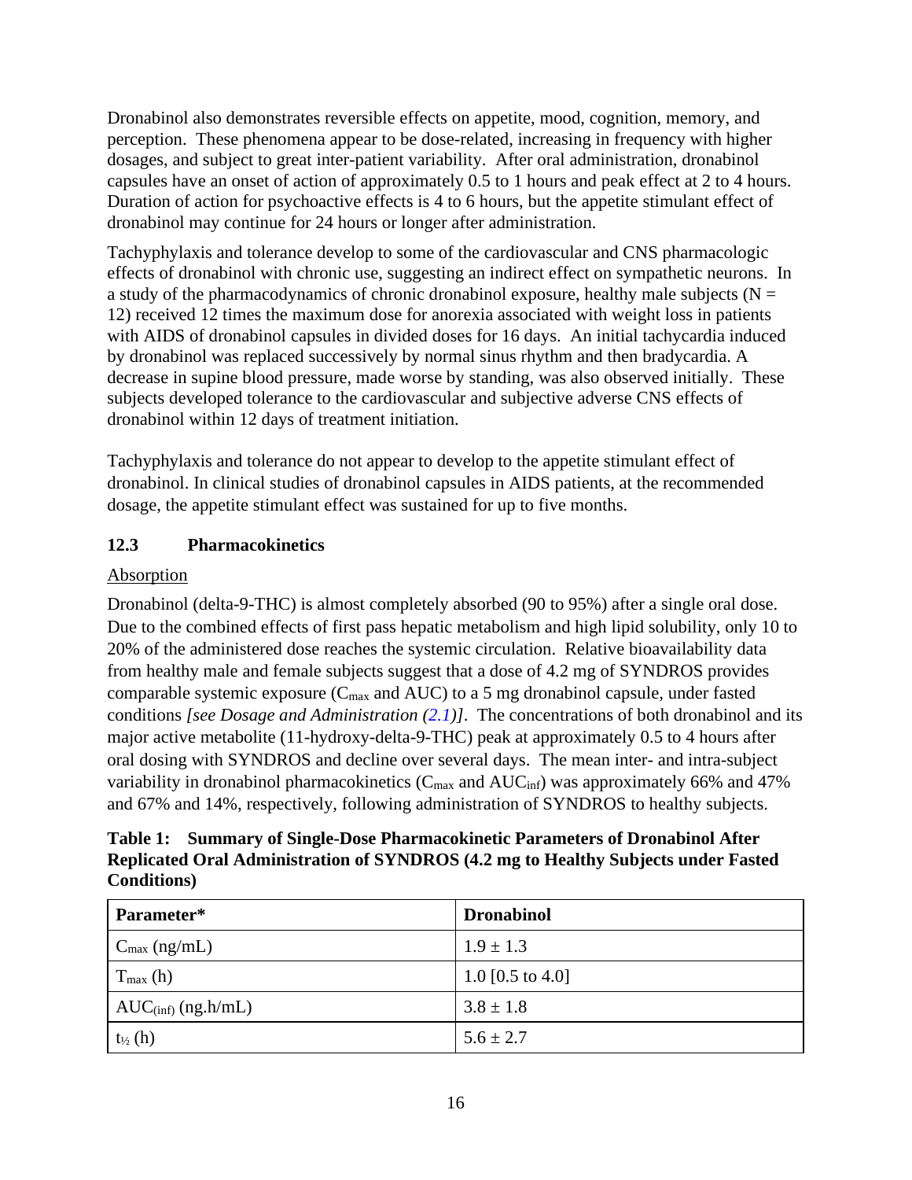Dronabinol also demonstrates reversible effects on appetite, mood, cognition, memory, and perception. These phenomena appear to be dose-related, increasing in frequency with higher dosages, and subject to great inter-patient variability. After oral administration, dronabinol capsules have an onset of action of approximately 0.5 to 1 hours and peak effect at 2 to 4 hours. Duration of action for psychoactive effects is 4 to 6 hours, but the appetite stimulant effect of dronabinol may continue for 24 hours or longer after administration.

Tachyphylaxis and tolerance develop to some of the cardiovascular and CNS pharmacologic effects of dronabinol with chronic use, suggesting an indirect effect on sympathetic neurons. In a study of the pharmacodynamics of chronic dronabinol exposure, healthy male subjects (N = 12) received 12 times the maximum dose for anorexia associated with weight loss in patients with AIDS of dronabinol capsules in divided doses for 16 days. An initial tachycardia induced by dronabinol was replaced successively by normal sinus rhythm and then bradycardia. A decrease in supine blood pressure, made worse by standing, was also observed initially. These subjects developed tolerance to the cardiovascular and subjective adverse CNS effects of dronabinol within 12 days of treatment initiation.

Tachyphylaxis and tolerance do not appear to develop to the appetite stimulant effect of dronabinol. In clinical studies of dronabinol capsules in AIDS patients, at the recommended dosage, the appetite stimulant effect was sustained for up to five months.

### 12.3 Pharmacokinetics

Absorption

Dronabinol (delta-9-THC) is almost completely absorbed (90 to 95%) after a single oral dose. Due to the combined effects of first pass hepatic metabolism and high lipid solubility, only 10 to 20% of the administered dose reaches the systemic circulation. Relative bioavailability data from healthy male and female subjects suggest that a dose of 4.2 mg of SYNDROS provides comparable systemic exposure ($C_{max}$ and AUC) to a 5 mg dronabinol capsule, under fasted conditions *[see Dosage and Administration (2.1)]*. The concentrations of both dronabinol and its major active metabolite (11-hydroxy-delta-9-THC) peak at approximately 0.5 to 4 hours after oral dosing with SYNDROS and decline over several days. The mean inter- and intra-subject variability in dronabinol pharmacokinetics ($C_{max}$ and $AUC_{inf}$) was approximately 66% and 47% and 67% and 14%, respectively, following administration of SYNDROS to healthy subjects.

**Table 1: Summary of Single-Dose Pharmacokinetic Parameters of Dronabinol After Replicated Oral Administration of SYNDROS (4.2 mg to Healthy Subjects under Fasted Conditions)**

| Parameter* | Dronabinol |
|---|---|
| $C_{max}$ (ng/mL) | 1.9 ± 1.3 |
| $T_{max}$ (h) | 1.0 [0.5 to 4.0] |
| $AUC_{(inf)}$ (ng.h/mL) | 3.8 ± 1.8 |
| $t_{½}$ (h) | 5.6 ± 2.7 |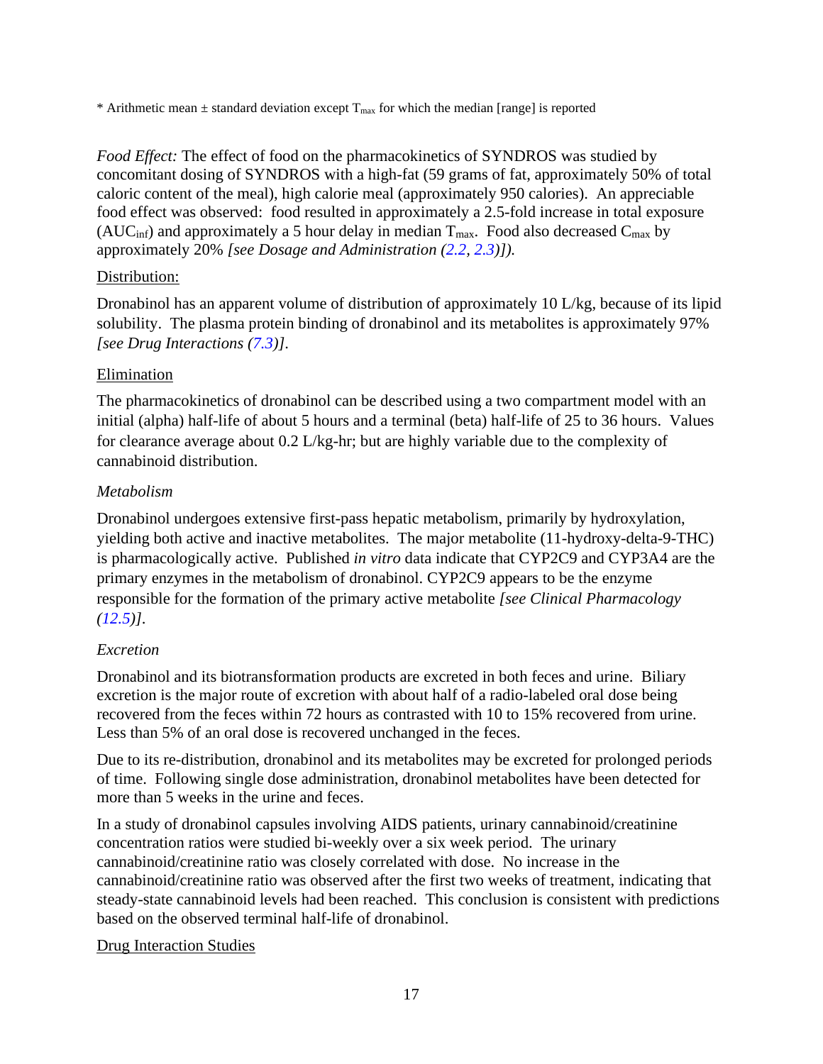* Arithmetic mean ± standard deviation except $T_{max}$ for which the median [range] is reported

*Food Effect:* The effect of food on the pharmacokinetics of SYNDROS was studied by concomitant dosing of SYNDROS with a high-fat (59 grams of fat, approximately 50% of total caloric content of the meal), high calorie meal (approximately 950 calories). An appreciable food effect was observed: food resulted in approximately a 2.5-fold increase in total exposure ($AUC_{inf}$) and approximately a 5 hour delay in median $T_{max}$. Food also decreased $C_{max}$ by approximately 20% *[see Dosage and Administration (2.2, 2.3)]).*

<u>Distribution:</u>

Dronabinol has an apparent volume of distribution of approximately 10 L/kg, because of its lipid solubility. The plasma protein binding of dronabinol and its metabolites is approximately 97% *[see Drug Interactions (7.3)]*.

<u>Elimination</u>

The pharmacokinetics of dronabinol can be described using a two compartment model with an initial (alpha) half-life of about 5 hours and a terminal (beta) half-life of 25 to 36 hours. Values for clearance average about 0.2 L/kg-hr; but are highly variable due to the complexity of cannabinoid distribution.

*Metabolism*

Dronabinol undergoes extensive first-pass hepatic metabolism, primarily by hydroxylation, yielding both active and inactive metabolites. The major metabolite (11-hydroxy-delta-9-THC) is pharmacologically active. Published *in vitro* data indicate that CYP2C9 and CYP3A4 are the primary enzymes in the metabolism of dronabinol. CYP2C9 appears to be the enzyme responsible for the formation of the primary active metabolite *[see Clinical Pharmacology (12.5)]*.

*Excretion*

Dronabinol and its biotransformation products are excreted in both feces and urine. Biliary excretion is the major route of excretion with about half of a radio-labeled oral dose being recovered from the feces within 72 hours as contrasted with 10 to 15% recovered from urine. Less than 5% of an oral dose is recovered unchanged in the feces.

Due to its re-distribution, dronabinol and its metabolites may be excreted for prolonged periods of time. Following single dose administration, dronabinol metabolites have been detected for more than 5 weeks in the urine and feces.

In a study of dronabinol capsules involving AIDS patients, urinary cannabinoid/creatinine concentration ratios were studied bi-weekly over a six week period. The urinary cannabinoid/creatinine ratio was closely correlated with dose. No increase in the cannabinoid/creatinine ratio was observed after the first two weeks of treatment, indicating that steady-state cannabinoid levels had been reached. This conclusion is consistent with predictions based on the observed terminal half-life of dronabinol.

<u>Drug Interaction Studies</u>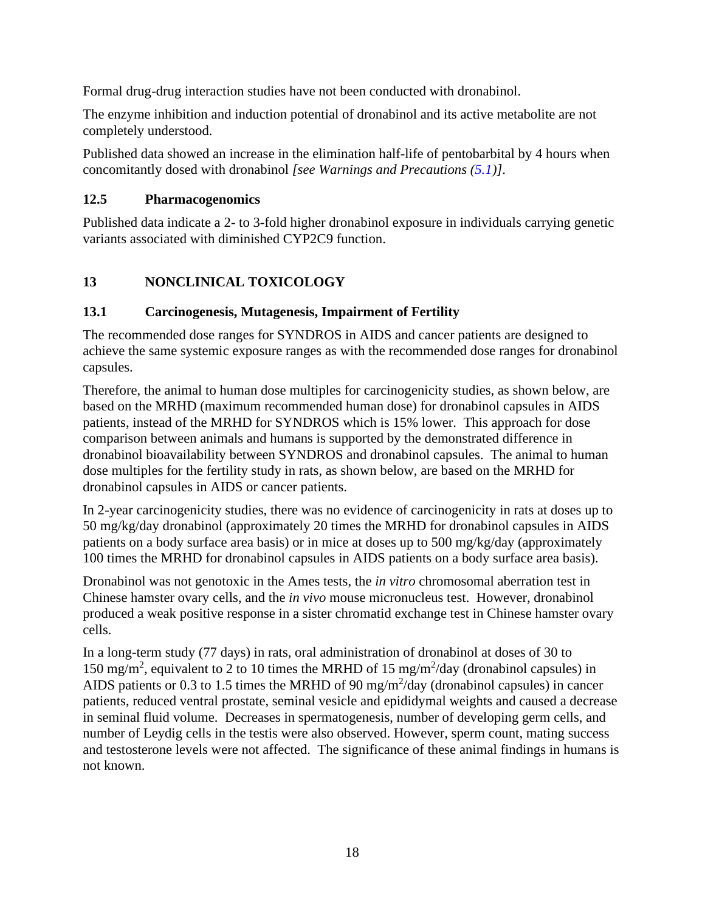Formal drug-drug interaction studies have not been conducted with dronabinol.

The enzyme inhibition and induction potential of dronabinol and its active metabolite are not completely understood.

Published data showed an increase in the elimination half-life of pentobarbital by 4 hours when concomitantly dosed with dronabinol *[see Warnings and Precautions (5.1)]*.

### 12.5 Pharmacogenomics

Published data indicate a 2- to 3-fold higher dronabinol exposure in individuals carrying genetic variants associated with diminished CYP2C9 function.

## 13 NONCLINICAL TOXICOLOGY

### 13.1 Carcinogenesis, Mutagenesis, Impairment of Fertility

The recommended dose ranges for SYNDROS in AIDS and cancer patients are designed to achieve the same systemic exposure ranges as with the recommended dose ranges for dronabinol capsules.

Therefore, the animal to human dose multiples for carcinogenicity studies, as shown below, are based on the MRHD (maximum recommended human dose) for dronabinol capsules in AIDS patients, instead of the MRHD for SYNDROS which is 15% lower. This approach for dose comparison between animals and humans is supported by the demonstrated difference in dronabinol bioavailability between SYNDROS and dronabinol capsules. The animal to human dose multiples for the fertility study in rats, as shown below, are based on the MRHD for dronabinol capsules in AIDS or cancer patients.

In 2-year carcinogenicity studies, there was no evidence of carcinogenicity in rats at doses up to 50 mg/kg/day dronabinol (approximately 20 times the MRHD for dronabinol capsules in AIDS patients on a body surface area basis) or in mice at doses up to 500 mg/kg/day (approximately 100 times the MRHD for dronabinol capsules in AIDS patients on a body surface area basis).

Dronabinol was not genotoxic in the Ames tests, the *in vitro* chromosomal aberration test in Chinese hamster ovary cells, and the *in vivo* mouse micronucleus test. However, dronabinol produced a weak positive response in a sister chromatid exchange test in Chinese hamster ovary cells.

In a long-term study (77 days) in rats, oral administration of dronabinol at doses of 30 to 150 mg/m$^2$, equivalent to 2 to 10 times the MRHD of 15 mg/m$^2$/day (dronabinol capsules) in AIDS patients or 0.3 to 1.5 times the MRHD of 90 mg/m$^2$/day (dronabinol capsules) in cancer patients, reduced ventral prostate, seminal vesicle and epididymal weights and caused a decrease in seminal fluid volume. Decreases in spermatogenesis, number of developing germ cells, and number of Leydig cells in the testis were also observed. However, sperm count, mating success and testosterone levels were not affected. The significance of these animal findings in humans is not known.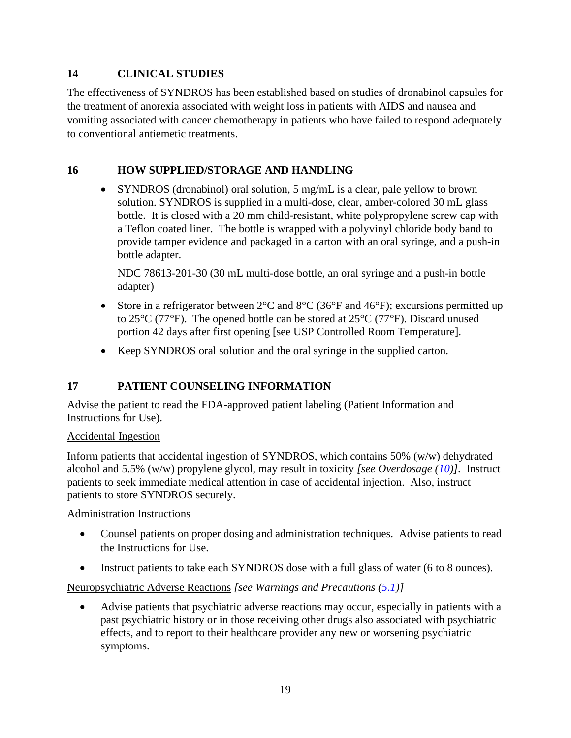## 14 CLINICAL STUDIES

The effectiveness of SYNDROS has been established based on studies of dronabinol capsules for the treatment of anorexia associated with weight loss in patients with AIDS and nausea and vomiting associated with cancer chemotherapy in patients who have failed to respond adequately to conventional antiemetic treatments.

## 16 HOW SUPPLIED/STORAGE AND HANDLING

- SYNDROS (dronabinol) oral solution, 5 mg/mL is a clear, pale yellow to brown solution. SYNDROS is supplied in a multi-dose, clear, amber-colored 30 mL glass bottle. It is closed with a 20 mm child-resistant, white polypropylene screw cap with a Teflon coated liner. The bottle is wrapped with a polyvinyl chloride body band to provide tamper evidence and packaged in a carton with an oral syringe, and a push-in bottle adapter.

  NDC 78613-201-30 (30 mL multi-dose bottle, an oral syringe and a push-in bottle adapter)

- Store in a refrigerator between 2°C and 8°C (36°F and 46°F); excursions permitted up to 25°C (77°F). The opened bottle can be stored at 25°C (77°F). Discard unused portion 42 days after first opening [see USP Controlled Room Temperature].

- Keep SYNDROS oral solution and the oral syringe in the supplied carton.

## 17 PATIENT COUNSELING INFORMATION

Advise the patient to read the FDA-approved patient labeling (Patient Information and Instructions for Use).

<u>Accidental Ingestion</u>

Inform patients that accidental ingestion of SYNDROS, which contains 50% (w/w) dehydrated alcohol and 5.5% (w/w) propylene glycol, may result in toxicity *[see Overdosage (10)]*. Instruct patients to seek immediate medical attention in case of accidental injection. Also, instruct patients to store SYNDROS securely.

<u>Administration Instructions</u>

- Counsel patients on proper dosing and administration techniques. Advise patients to read the Instructions for Use.
- Instruct patients to take each SYNDROS dose with a full glass of water (6 to 8 ounces).

<u>Neuropsychiatric Adverse Reactions</u> *[see Warnings and Precautions (5.1)]*

- Advise patients that psychiatric adverse reactions may occur, especially in patients with a past psychiatric history or in those receiving other drugs also associated with psychiatric effects, and to report to their healthcare provider any new or worsening psychiatric symptoms.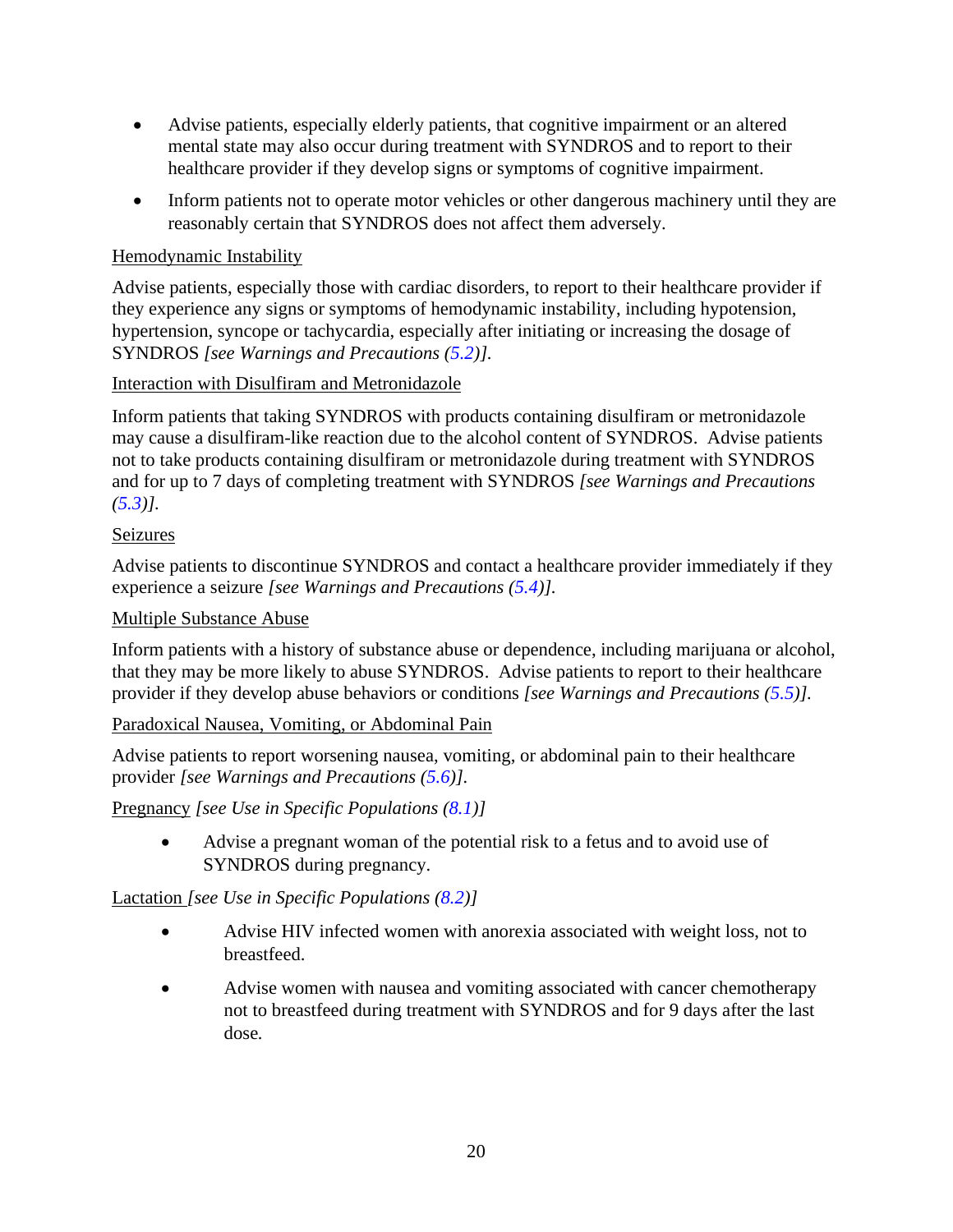- Advise patients, especially elderly patients, that cognitive impairment or an altered mental state may also occur during treatment with SYNDROS and to report to their healthcare provider if they develop signs or symptoms of cognitive impairment.
- Inform patients not to operate motor vehicles or other dangerous machinery until they are reasonably certain that SYNDROS does not affect them adversely.

Hemodynamic Instability

Advise patients, especially those with cardiac disorders, to report to their healthcare provider if they experience any signs or symptoms of hemodynamic instability, including hypotension, hypertension, syncope or tachycardia, especially after initiating or increasing the dosage of SYNDROS *[see Warnings and Precautions (5.2)]*.

Interaction with Disulfiram and Metronidazole

Inform patients that taking SYNDROS with products containing disulfiram or metronidazole may cause a disulfiram-like reaction due to the alcohol content of SYNDROS. Advise patients not to take products containing disulfiram or metronidazole during treatment with SYNDROS and for up to 7 days of completing treatment with SYNDROS *[see Warnings and Precautions (5.3)]*.

Seizures

Advise patients to discontinue SYNDROS and contact a healthcare provider immediately if they experience a seizure *[see Warnings and Precautions (5.4)]*.

Multiple Substance Abuse

Inform patients with a history of substance abuse or dependence, including marijuana or alcohol, that they may be more likely to abuse SYNDROS. Advise patients to report to their healthcare provider if they develop abuse behaviors or conditions *[see Warnings and Precautions (5.5)]*.

Paradoxical Nausea, Vomiting, or Abdominal Pain

Advise patients to report worsening nausea, vomiting, or abdominal pain to their healthcare provider *[see Warnings and Precautions (5.6)]*.

Pregnancy *[see Use in Specific Populations (8.1)]*

- Advise a pregnant woman of the potential risk to a fetus and to avoid use of SYNDROS during pregnancy.

Lactation *[see Use in Specific Populations (8.2)]*

- Advise HIV infected women with anorexia associated with weight loss, not to breastfeed.
- Advise women with nausea and vomiting associated with cancer chemotherapy not to breastfeed during treatment with SYNDROS and for 9 days after the last dose.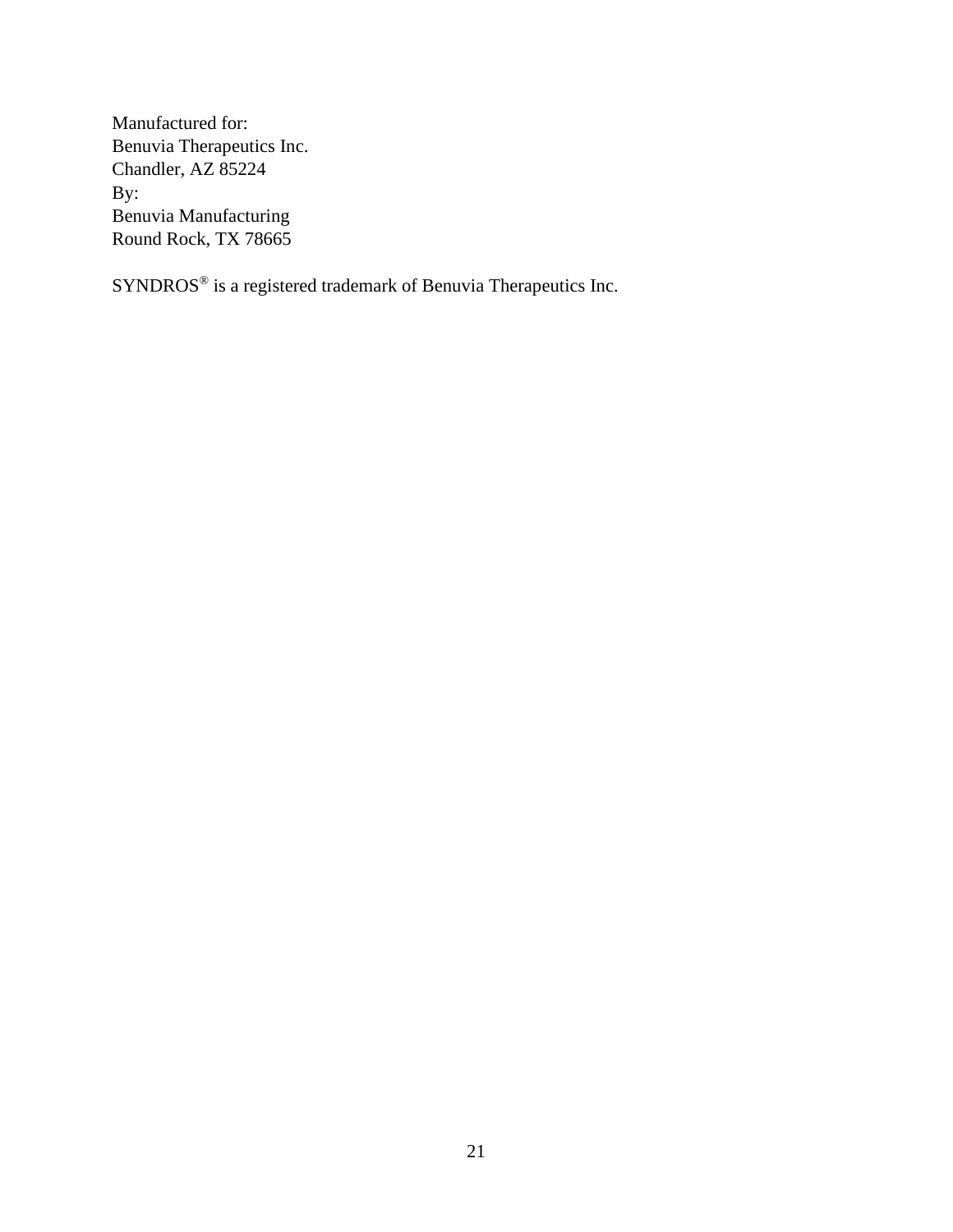Manufactured for:
Benuvia Therapeutics Inc.
Chandler, AZ 85224
By:
Benuvia Manufacturing
Round Rock, TX 78665

SYNDROS® is a registered trademark of Benuvia Therapeutics Inc.